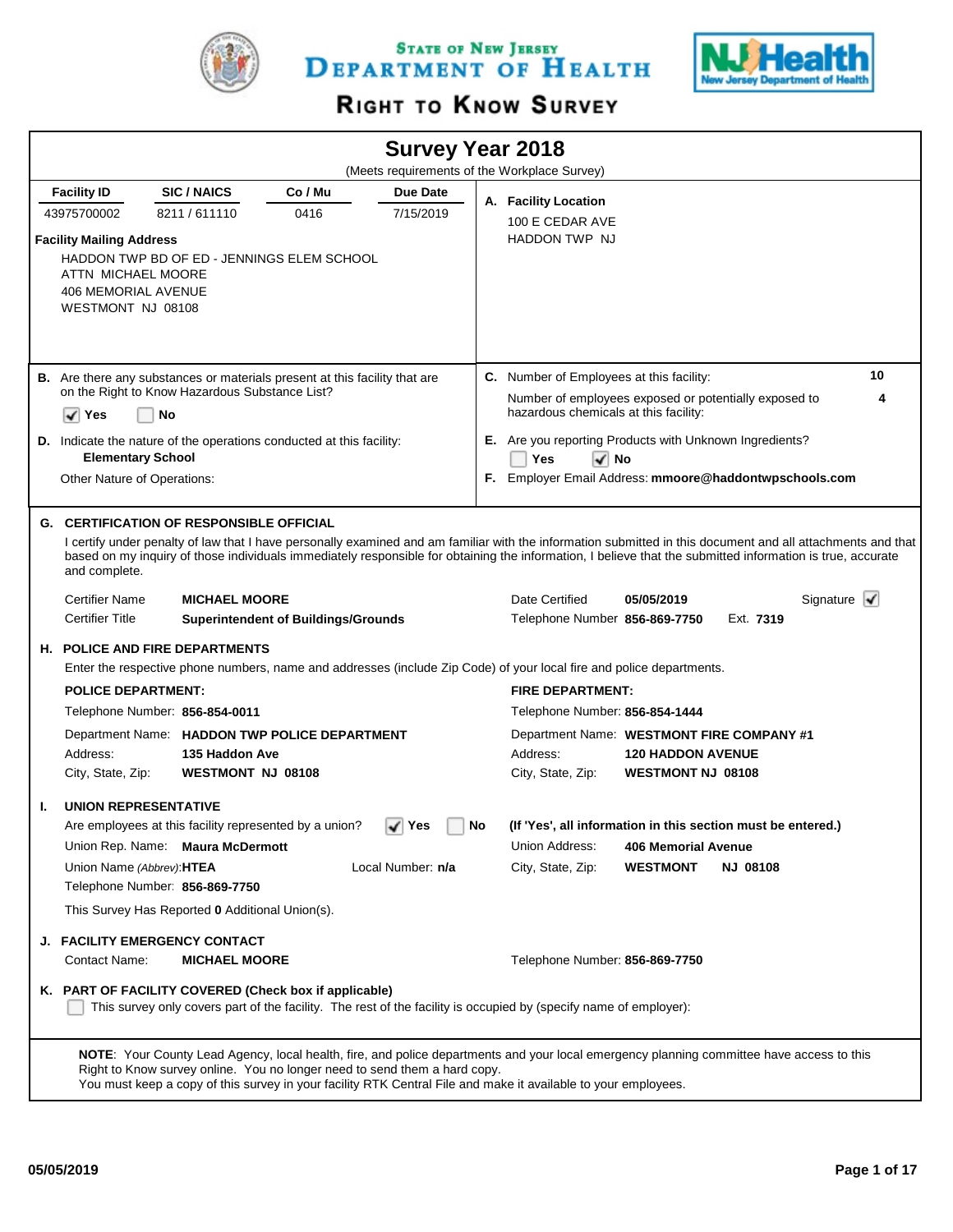# STATE OF NEW JERSEY DEPARTMENT OF HEALTH

## RIGHT TO KNOW SURVEY

## Survey Year 2018

(Meets requirements of the Workplace Survey)

| Facility ID | SIC / NAICS | Co / Mu | Due Date |
|---|---|---|---|
| 43975700002 | 8211 / 611110 | 0416 | 7/15/2019 |

**Facility Mailing Address**

HADDON TWP BD OF ED - JENNINGS ELEM SCHOOL
ATTN MICHAEL MOORE
406 MEMORIAL AVENUE
WESTMONT NJ 08108

**A. Facility Location**

100 E CEDAR AVE
HADDON TWP NJ

**B.** Are there any substances or materials present at this facility that are on the Right to Know Hazardous Substance List?

☑ Yes ☐ No

**C.** Number of Employees at this facility: **10**

Number of employees exposed or potentially exposed to hazardous chemicals at this facility: **4**

**D.** Indicate the nature of the operations conducted at this facility:
**Elementary School**

Other Nature of Operations:

**E.** Are you reporting Products with Unknown Ingredients?

☐ Yes ☑ No

**F.** Employer Email Address: **mmoore@haddontwpschools.com**

### G. CERTIFICATION OF RESPONSIBLE OFFICIAL

I certify under penalty of law that I have personally examined and am familiar with the information submitted in this document and all attachments and that based on my inquiry of those individuals immediately responsible for obtaining the information, I believe that the submitted information is true, accurate and complete.

Certifier Name **MICHAEL MOORE**
Certifier Title **Superintendent of Buildings/Grounds**
Date Certified **05/05/2019**
Telephone Number **856-869-7750** Ext. **7319**
Signature ☑

### H. POLICE AND FIRE DEPARTMENTS

Enter the respective phone numbers, name and addresses (include Zip Code) of your local fire and police departments.

**POLICE DEPARTMENT:**

Telephone Number: **856-854-0011**
Department Name: **HADDON TWP POLICE DEPARTMENT**
Address: **135 Haddon Ave**
City, State, Zip: **WESTMONT NJ 08108**

**FIRE DEPARTMENT:**

Telephone Number: **856-854-1444**
Department Name: **WESTMONT FIRE COMPANY #1**
Address: **120 HADDON AVENUE**
City, State, Zip: **WESTMONT NJ 08108**

### I. UNION REPRESENTATIVE

Are employees at this facility represented by a union? ☑ Yes ☐ No **(If 'Yes', all information in this section must be entered.)**

Union Rep. Name: **Maura McDermott**
Union Name *(Abbrev)*: **HTEA** Local Number: **n/a**
Telephone Number: **856-869-7750**
Union Address: **406 Memorial Avenue**
City, State, Zip: **WESTMONT NJ 08108**

This Survey Has Reported **0** Additional Union(s).

### J. FACILITY EMERGENCY CONTACT

Contact Name: **MICHAEL MOORE**
Telephone Number: **856-869-7750**

### K. PART OF FACILITY COVERED (Check box if applicable)

☐ This survey only covers part of the facility. The rest of the facility is occupied by (specify name of employer):

**NOTE**: Your County Lead Agency, local health, fire, and police departments and your local emergency planning committee have access to this Right to Know survey online. You no longer need to send them a hard copy.
You must keep a copy of this survey in your facility RTK Central File and make it available to your employees.

05/05/2019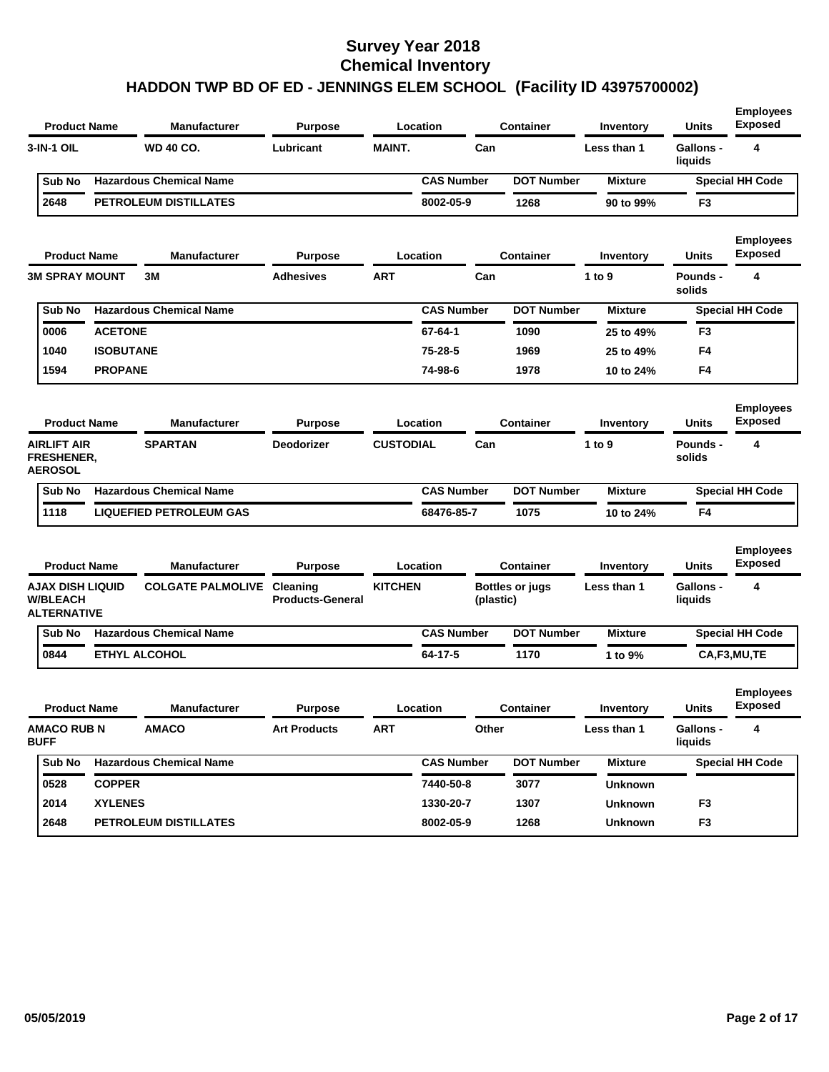# Survey Year 2018
# Chemical Inventory
## HADDON TWP BD OF ED - JENNINGS ELEM SCHOOL (Facility ID 43975700002)

| Product Name | Manufacturer | Purpose | Location | Container | Inventory | Units | Employees Exposed |
|---|---|---|---|---|---|---|---|
| 3-IN-1 OIL | WD 40 CO. | Lubricant | MAINT. | Can | Less than 1 | Gallons - liquids | 4 |

| Sub No | Hazardous Chemical Name | CAS Number | DOT Number | Mixture | Special HH Code |
|---|---|---|---|---|---|
| 2648 | PETROLEUM DISTILLATES | 8002-05-9 | 1268 | 90 to 99% | F3 |

| Product Name | Manufacturer | Purpose | Location | Container | Inventory | Units | Employees Exposed |
|---|---|---|---|---|---|---|---|
| 3M SPRAY MOUNT | 3M | Adhesives | ART | Can | 1 to 9 | Pounds - solids | 4 |

| Sub No | Hazardous Chemical Name | CAS Number | DOT Number | Mixture | Special HH Code |
|---|---|---|---|---|---|
| 0006 | ACETONE | 67-64-1 | 1090 | 25 to 49% | F3 |
| 1040 | ISOBUTANE | 75-28-5 | 1969 | 25 to 49% | F4 |
| 1594 | PROPANE | 74-98-6 | 1978 | 10 to 24% | F4 |

| Product Name | Manufacturer | Purpose | Location | Container | Inventory | Units | Employees Exposed |
|---|---|---|---|---|---|---|---|
| AIRLIFT AIR FRESHENER, AEROSOL | SPARTAN | Deodorizer | CUSTODIAL | Can | 1 to 9 | Pounds - solids | 4 |

| Sub No | Hazardous Chemical Name | CAS Number | DOT Number | Mixture | Special HH Code |
|---|---|---|---|---|---|
| 1118 | LIQUEFIED PETROLEUM GAS | 68476-85-7 | 1075 | 10 to 24% | F4 |

| Product Name | Manufacturer | Purpose | Location | Container | Inventory | Units | Employees Exposed |
|---|---|---|---|---|---|---|---|
| AJAX DISH LIQUID W/BLEACH ALTERNATIVE | COLGATE PALMOLIVE | Cleaning Products-General | KITCHEN | Bottles or jugs (plastic) | Less than 1 | Gallons - liquids | 4 |

| Sub No | Hazardous Chemical Name | CAS Number | DOT Number | Mixture | Special HH Code |
|---|---|---|---|---|---|
| 0844 | ETHYL ALCOHOL | 64-17-5 | 1170 | 1 to 9% | CA,F3,MU,TE |

| Product Name | Manufacturer | Purpose | Location | Container | Inventory | Units | Employees Exposed |
|---|---|---|---|---|---|---|---|
| AMACO RUB N BUFF | AMACO | Art Products | ART | Other | Less than 1 | Gallons - liquids | 4 |

| Sub No | Hazardous Chemical Name | CAS Number | DOT Number | Mixture | Special HH Code |
|---|---|---|---|---|---|
| 0528 | COPPER | 7440-50-8 | 3077 | Unknown | |
| 2014 | XYLENES | 1330-20-7 | 1307 | Unknown | F3 |
| 2648 | PETROLEUM DISTILLATES | 8002-05-9 | 1268 | Unknown | F3 |

05/05/2019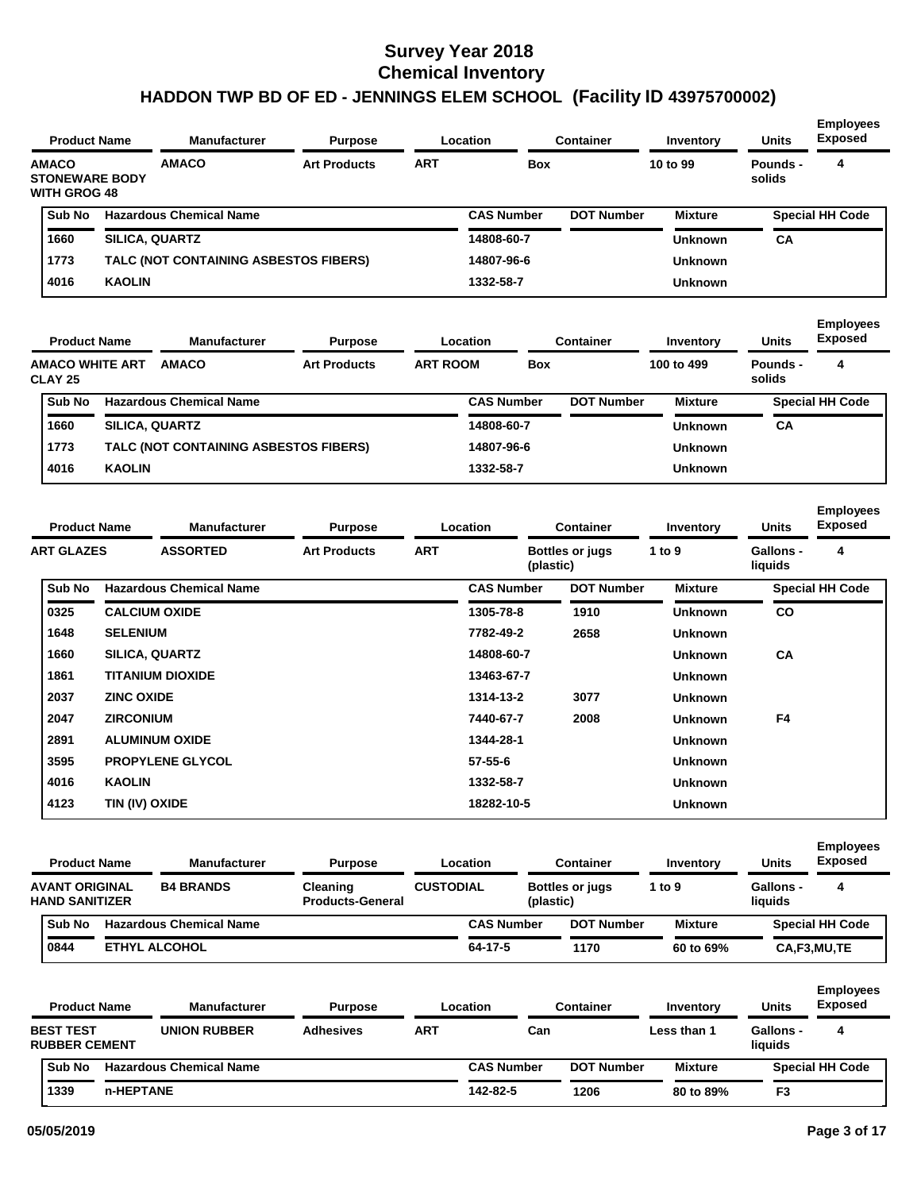# Survey Year 2018
# Chemical Inventory
## HADDON TWP BD OF ED - JENNINGS ELEM SCHOOL (Facility ID 43975700002)

| Product Name | Manufacturer | Purpose | Location | Container | Inventory | Units | Employees Exposed |
|---|---|---|---|---|---|---|---|
| AMACO STONEWARE BODY WITH GROG 48 | AMACO | Art Products | ART | Box | 10 to 99 | Pounds - solids | 4 |

| Sub No | Hazardous Chemical Name | CAS Number | DOT Number | Mixture | Special HH Code |
|---|---|---|---|---|---|
| 1660 | SILICA, QUARTZ | 14808-60-7 | | Unknown | CA |
| 1773 | TALC (NOT CONTAINING ASBESTOS FIBERS) | 14807-96-6 | | Unknown | |
| 4016 | KAOLIN | 1332-58-7 | | Unknown | |

| Product Name | Manufacturer | Purpose | Location | Container | Inventory | Units | Employees Exposed |
|---|---|---|---|---|---|---|---|
| AMACO WHITE ART CLAY 25 | AMACO | Art Products | ART ROOM | Box | 100 to 499 | Pounds - solids | 4 |

| Sub No | Hazardous Chemical Name | CAS Number | DOT Number | Mixture | Special HH Code |
|---|---|---|---|---|---|
| 1660 | SILICA, QUARTZ | 14808-60-7 | | Unknown | CA |
| 1773 | TALC (NOT CONTAINING ASBESTOS FIBERS) | 14807-96-6 | | Unknown | |
| 4016 | KAOLIN | 1332-58-7 | | Unknown | |

| Product Name | Manufacturer | Purpose | Location | Container | Inventory | Units | Employees Exposed |
|---|---|---|---|---|---|---|---|
| ART GLAZES | ASSORTED | Art Products | ART | Bottles or jugs (plastic) | 1 to 9 | Gallons - liquids | 4 |

| Sub No | Hazardous Chemical Name | CAS Number | DOT Number | Mixture | Special HH Code |
|---|---|---|---|---|---|
| 0325 | CALCIUM OXIDE | 1305-78-8 | 1910 | Unknown | CO |
| 1648 | SELENIUM | 7782-49-2 | 2658 | Unknown | |
| 1660 | SILICA, QUARTZ | 14808-60-7 | | Unknown | CA |
| 1861 | TITANIUM DIOXIDE | 13463-67-7 | | Unknown | |
| 2037 | ZINC OXIDE | 1314-13-2 | 3077 | Unknown | |
| 2047 | ZIRCONIUM | 7440-67-7 | 2008 | Unknown | F4 |
| 2891 | ALUMINUM OXIDE | 1344-28-1 | | Unknown | |
| 3595 | PROPYLENE GLYCOL | 57-55-6 | | Unknown | |
| 4016 | KAOLIN | 1332-58-7 | | Unknown | |
| 4123 | TIN (IV) OXIDE | 18282-10-5 | | Unknown | |

| Product Name | Manufacturer | Purpose | Location | Container | Inventory | Units | Employees Exposed |
|---|---|---|---|---|---|---|---|
| AVANT ORIGINAL HAND SANITIZER | B4 BRANDS | Cleaning Products-General | CUSTODIAL | Bottles or jugs (plastic) | 1 to 9 | Gallons - liquids | 4 |

| Sub No | Hazardous Chemical Name | CAS Number | DOT Number | Mixture | Special HH Code |
|---|---|---|---|---|---|
| 0844 | ETHYL ALCOHOL | 64-17-5 | 1170 | 60 to 69% | CA,F3,MU,TE |

| Product Name | Manufacturer | Purpose | Location | Container | Inventory | Units | Employees Exposed |
|---|---|---|---|---|---|---|---|
| BEST TEST RUBBER CEMENT | UNION RUBBER | Adhesives | ART | Can | Less than 1 | Gallons - liquids | 4 |

| Sub No | Hazardous Chemical Name | CAS Number | DOT Number | Mixture | Special HH Code |
|---|---|---|---|---|---|
| 1339 | n-HEPTANE | 142-82-5 | 1206 | 80 to 89% | F3 |

05/05/2019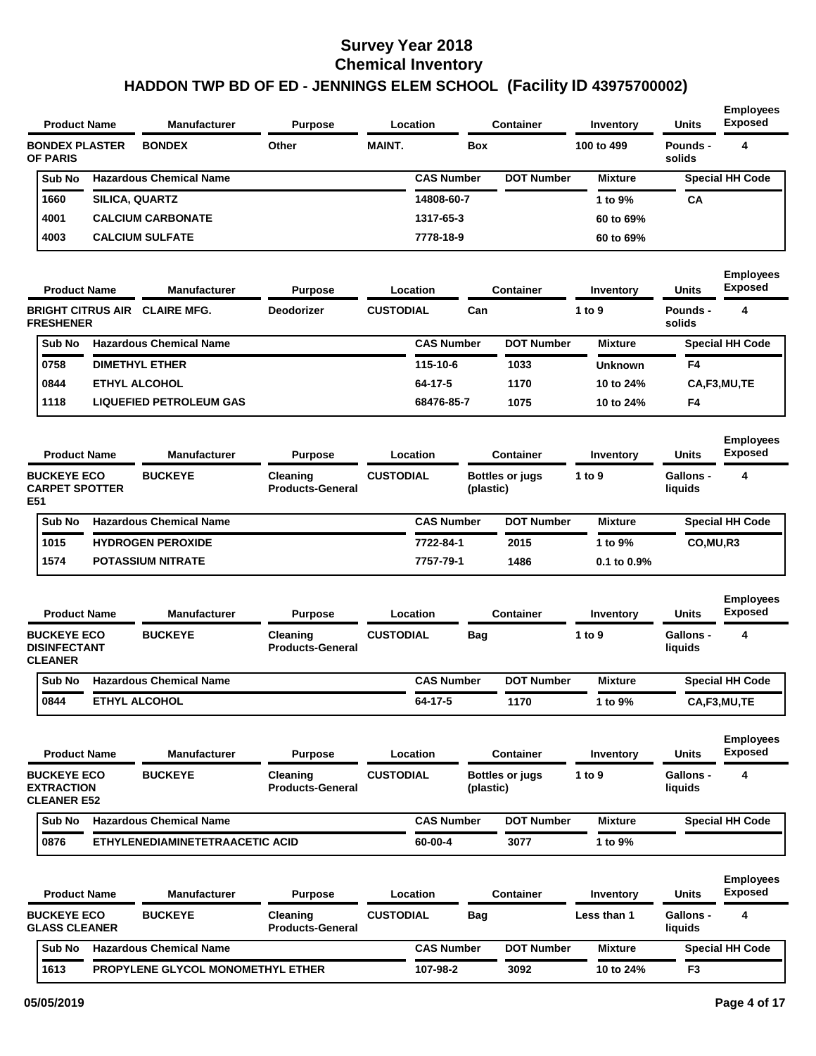# Survey Year 2018
# Chemical Inventory
## HADDON TWP BD OF ED - JENNINGS ELEM SCHOOL (Facility ID 43975700002)

| Product Name | Manufacturer | Purpose | Location | Container | Inventory | Units | Employees Exposed |
|---|---|---|---|---|---|---|---|
| BONDEX PLASTER OF PARIS | BONDEX | Other | MAINT. | Box | 100 to 499 | Pounds - solids | 4 |

| Sub No | Hazardous Chemical Name | CAS Number | DOT Number | Mixture | Special HH Code |
|---|---|---|---|---|---|
| 1660 | SILICA, QUARTZ | 14808-60-7 | | 1 to 9% | CA |
| 4001 | CALCIUM CARBONATE | 1317-65-3 | | 60 to 69% | |
| 4003 | CALCIUM SULFATE | 7778-18-9 | | 60 to 69% | |

| Product Name | Manufacturer | Purpose | Location | Container | Inventory | Units | Employees Exposed |
|---|---|---|---|---|---|---|---|
| BRIGHT CITRUS AIR FRESHENER | CLAIRE MFG. | Deodorizer | CUSTODIAL | Can | 1 to 9 | Pounds - solids | 4 |

| Sub No | Hazardous Chemical Name | CAS Number | DOT Number | Mixture | Special HH Code |
|---|---|---|---|---|---|
| 0758 | DIMETHYL ETHER | 115-10-6 | 1033 | Unknown | F4 |
| 0844 | ETHYL ALCOHOL | 64-17-5 | 1170 | 10 to 24% | CA,F3,MU,TE |
| 1118 | LIQUEFIED PETROLEUM GAS | 68476-85-7 | 1075 | 10 to 24% | F4 |

| Product Name | Manufacturer | Purpose | Location | Container | Inventory | Units | Employees Exposed |
|---|---|---|---|---|---|---|---|
| BUCKEYE ECO CARPET SPOTTER E51 | BUCKEYE | Cleaning Products-General | CUSTODIAL | Bottles or jugs (plastic) | 1 to 9 | Gallons - liquids | 4 |

| Sub No | Hazardous Chemical Name | CAS Number | DOT Number | Mixture | Special HH Code |
|---|---|---|---|---|---|
| 1015 | HYDROGEN PEROXIDE | 7722-84-1 | 2015 | 1 to 9% | CO,MU,R3 |
| 1574 | POTASSIUM NITRATE | 7757-79-1 | 1486 | 0.1 to 0.9% | |

| Product Name | Manufacturer | Purpose | Location | Container | Inventory | Units | Employees Exposed |
|---|---|---|---|---|---|---|---|
| BUCKEYE ECO DISINFECTANT CLEANER | BUCKEYE | Cleaning Products-General | CUSTODIAL | Bag | 1 to 9 | Gallons - liquids | 4 |

| Sub No | Hazardous Chemical Name | CAS Number | DOT Number | Mixture | Special HH Code |
|---|---|---|---|---|---|
| 0844 | ETHYL ALCOHOL | 64-17-5 | 1170 | 1 to 9% | CA,F3,MU,TE |

| Product Name | Manufacturer | Purpose | Location | Container | Inventory | Units | Employees Exposed |
|---|---|---|---|---|---|---|---|
| BUCKEYE ECO EXTRACTION CLEANER E52 | BUCKEYE | Cleaning Products-General | CUSTODIAL | Bottles or jugs (plastic) | 1 to 9 | Gallons - liquids | 4 |

| Sub No | Hazardous Chemical Name | CAS Number | DOT Number | Mixture | Special HH Code |
|---|---|---|---|---|---|
| 0876 | ETHYLENEDIAMINETETRAACETIC ACID | 60-00-4 | 3077 | 1 to 9% | |

| Product Name | Manufacturer | Purpose | Location | Container | Inventory | Units | Employees Exposed |
|---|---|---|---|---|---|---|---|
| BUCKEYE ECO GLASS CLEANER | BUCKEYE | Cleaning Products-General | CUSTODIAL | Bag | Less than 1 | Gallons - liquids | 4 |

| Sub No | Hazardous Chemical Name | CAS Number | DOT Number | Mixture | Special HH Code |
|---|---|---|---|---|---|
| 1613 | PROPYLENE GLYCOL MONOMETHYL ETHER | 107-98-2 | 3092 | 10 to 24% | F3 |

05/05/2019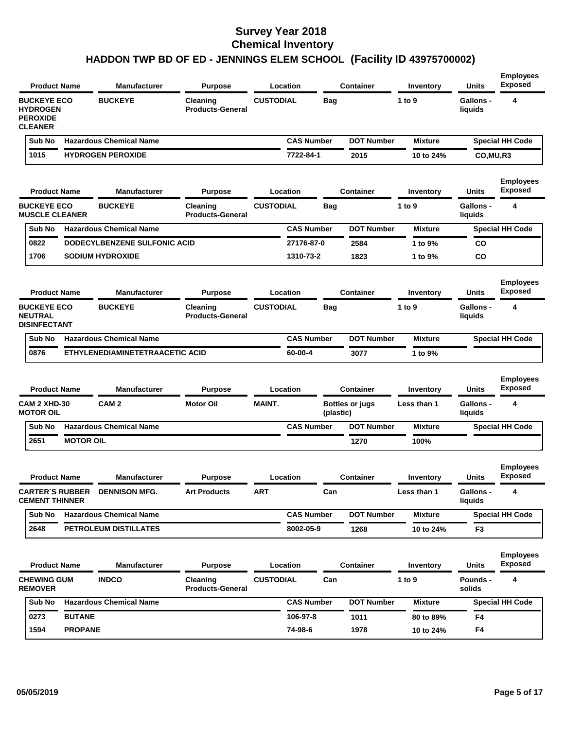# Survey Year 2018
# Chemical Inventory
## HADDON TWP BD OF ED - JENNINGS ELEM SCHOOL (Facility ID 43975700002)

| Product Name | Manufacturer | Purpose | Location | Container | Inventory | Units | Employees Exposed |
|---|---|---|---|---|---|---|---|
| BUCKEYE ECO HYDROGEN PEROXIDE CLEANER | BUCKEYE | Cleaning Products-General | CUSTODIAL | Bag | 1 to 9 | Gallons - liquids | 4 |

| Sub No | Hazardous Chemical Name | CAS Number | DOT Number | Mixture | Special HH Code |
|---|---|---|---|---|---|
| 1015 | HYDROGEN PEROXIDE | 7722-84-1 | 2015 | 10 to 24% | CO,MU,R3 |

| Product Name | Manufacturer | Purpose | Location | Container | Inventory | Units | Employees Exposed |
|---|---|---|---|---|---|---|---|
| BUCKEYE ECO MUSCLE CLEANER | BUCKEYE | Cleaning Products-General | CUSTODIAL | Bag | 1 to 9 | Gallons - liquids | 4 |

| Sub No | Hazardous Chemical Name | CAS Number | DOT Number | Mixture | Special HH Code |
|---|---|---|---|---|---|
| 0822 | DODECYLBENZENE SULFONIC ACID | 27176-87-0 | 2584 | 1 to 9% | CO |
| 1706 | SODIUM HYDROXIDE | 1310-73-2 | 1823 | 1 to 9% | CO |

| Product Name | Manufacturer | Purpose | Location | Container | Inventory | Units | Employees Exposed |
|---|---|---|---|---|---|---|---|
| BUCKEYE ECO NEUTRAL DISINFECTANT | BUCKEYE | Cleaning Products-General | CUSTODIAL | Bag | 1 to 9 | Gallons - liquids | 4 |

| Sub No | Hazardous Chemical Name | CAS Number | DOT Number | Mixture | Special HH Code |
|---|---|---|---|---|---|
| 0876 | ETHYLENEDIAMINETETRAACETIC ACID | 60-00-4 | 3077 | 1 to 9% | |

| Product Name | Manufacturer | Purpose | Location | Container | Inventory | Units | Employees Exposed |
|---|---|---|---|---|---|---|---|
| CAM 2 XHD-30 MOTOR OIL | CAM 2 | Motor Oil | MAINT. | Bottles or jugs (plastic) | Less than 1 | Gallons - liquids | 4 |

| Sub No | Hazardous Chemical Name | CAS Number | DOT Number | Mixture | Special HH Code |
|---|---|---|---|---|---|
| 2651 | MOTOR OIL | | 1270 | 100% | |

| Product Name | Manufacturer | Purpose | Location | Container | Inventory | Units | Employees Exposed |
|---|---|---|---|---|---|---|---|
| CARTER`S RUBBER CEMENT THINNER | DENNISON MFG. | Art Products | ART | Can | Less than 1 | Gallons - liquids | 4 |

| Sub No | Hazardous Chemical Name | CAS Number | DOT Number | Mixture | Special HH Code |
|---|---|---|---|---|---|
| 2648 | PETROLEUM DISTILLATES | 8002-05-9 | 1268 | 10 to 24% | F3 |

| Product Name | Manufacturer | Purpose | Location | Container | Inventory | Units | Employees Exposed |
|---|---|---|---|---|---|---|---|
| CHEWING GUM REMOVER | INDCO | Cleaning Products-General | CUSTODIAL | Can | 1 to 9 | Pounds - solids | 4 |

| Sub No | Hazardous Chemical Name | CAS Number | DOT Number | Mixture | Special HH Code |
|---|---|---|---|---|---|
| 0273 | BUTANE | 106-97-8 | 1011 | 80 to 89% | F4 |
| 1594 | PROPANE | 74-98-6 | 1978 | 10 to 24% | F4 |

05/05/2019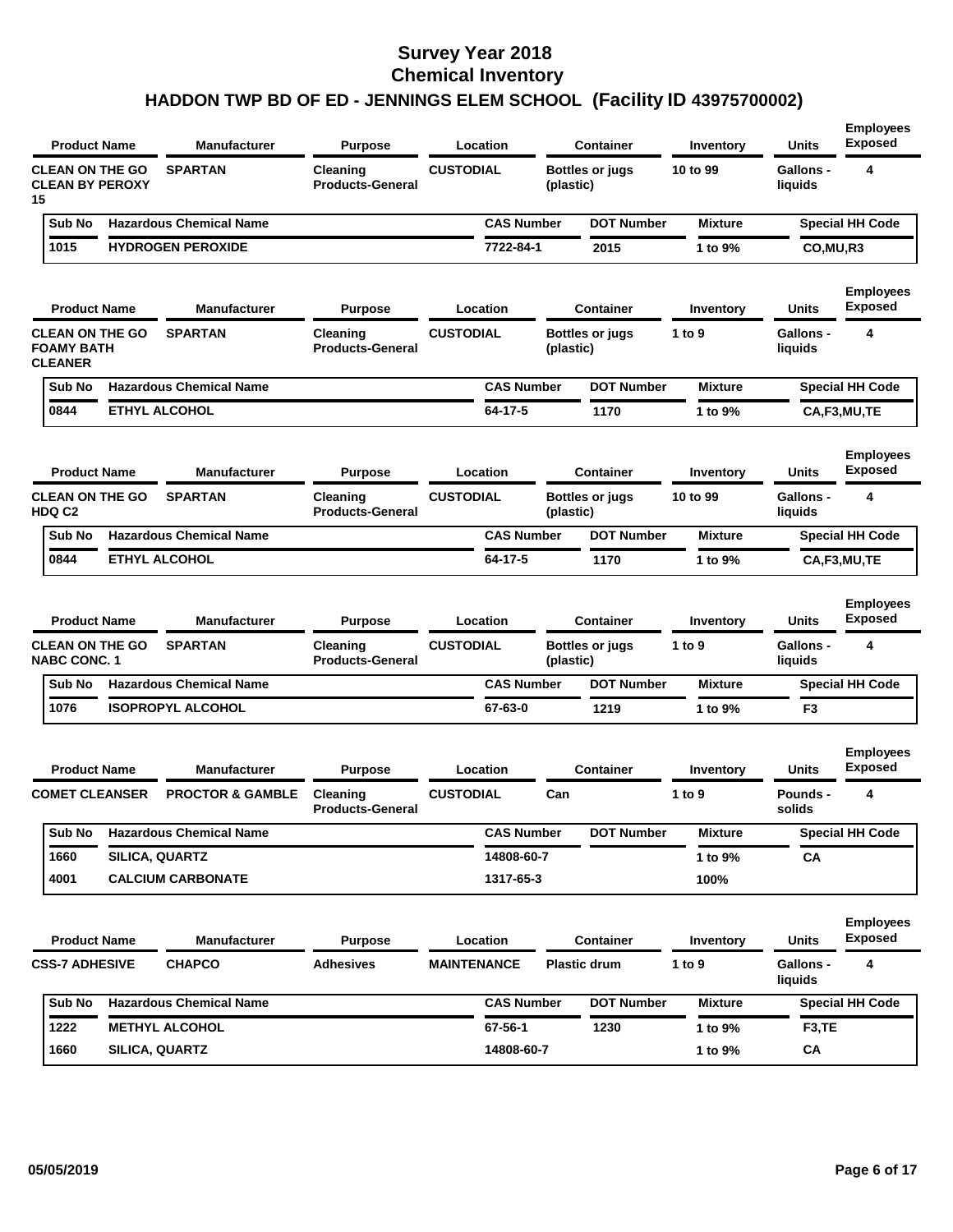# Survey Year 2018
## Chemical Inventory
### HADDON TWP BD OF ED - JENNINGS ELEM SCHOOL (Facility ID 43975700002)

| Product Name | Manufacturer | Purpose | Location | Container | Inventory | Units | Employees Exposed |
|---|---|---|---|---|---|---|---|
| CLEAN ON THE GO CLEAN BY PEROXY 15 | SPARTAN | Cleaning Products-General | CUSTODIAL | Bottles or jugs (plastic) | 10 to 99 | Gallons - liquids | 4 |

| Sub No | Hazardous Chemical Name | CAS Number | DOT Number | Mixture | Special HH Code |
|---|---|---|---|---|---|
| 1015 | HYDROGEN PEROXIDE | 7722-84-1 | 2015 | 1 to 9% | CO,MU,R3 |

| Product Name | Manufacturer | Purpose | Location | Container | Inventory | Units | Employees Exposed |
|---|---|---|---|---|---|---|---|
| CLEAN ON THE GO FOAMY BATH CLEANER | SPARTAN | Cleaning Products-General | CUSTODIAL | Bottles or jugs (plastic) | 1 to 9 | Gallons - liquids | 4 |

| Sub No | Hazardous Chemical Name | CAS Number | DOT Number | Mixture | Special HH Code |
|---|---|---|---|---|---|
| 0844 | ETHYL ALCOHOL | 64-17-5 | 1170 | 1 to 9% | CA,F3,MU,TE |

| Product Name | Manufacturer | Purpose | Location | Container | Inventory | Units | Employees Exposed |
|---|---|---|---|---|---|---|---|
| CLEAN ON THE GO HDQ C2 | SPARTAN | Cleaning Products-General | CUSTODIAL | Bottles or jugs (plastic) | 10 to 99 | Gallons - liquids | 4 |

| Sub No | Hazardous Chemical Name | CAS Number | DOT Number | Mixture | Special HH Code |
|---|---|---|---|---|---|
| 0844 | ETHYL ALCOHOL | 64-17-5 | 1170 | 1 to 9% | CA,F3,MU,TE |

| Product Name | Manufacturer | Purpose | Location | Container | Inventory | Units | Employees Exposed |
|---|---|---|---|---|---|---|---|
| CLEAN ON THE GO NABC CONC. 1 | SPARTAN | Cleaning Products-General | CUSTODIAL | Bottles or jugs (plastic) | 1 to 9 | Gallons - liquids | 4 |

| Sub No | Hazardous Chemical Name | CAS Number | DOT Number | Mixture | Special HH Code |
|---|---|---|---|---|---|
| 1076 | ISOPROPYL ALCOHOL | 67-63-0 | 1219 | 1 to 9% | F3 |

| Product Name | Manufacturer | Purpose | Location | Container | Inventory | Units | Employees Exposed |
|---|---|---|---|---|---|---|---|
| COMET CLEANSER | PROCTOR & GAMBLE | Cleaning Products-General | CUSTODIAL | Can | 1 to 9 | Pounds - solids | 4 |

| Sub No | Hazardous Chemical Name | CAS Number | DOT Number | Mixture | Special HH Code |
|---|---|---|---|---|---|
| 1660 | SILICA, QUARTZ | 14808-60-7 | | 1 to 9% | CA |
| 4001 | CALCIUM CARBONATE | 1317-65-3 | | 100% | |

| Product Name | Manufacturer | Purpose | Location | Container | Inventory | Units | Employees Exposed |
|---|---|---|---|---|---|---|---|
| CSS-7 ADHESIVE | CHAPCO | Adhesives | MAINTENANCE | Plastic drum | 1 to 9 | Gallons - liquids | 4 |

| Sub No | Hazardous Chemical Name | CAS Number | DOT Number | Mixture | Special HH Code |
|---|---|---|---|---|---|
| 1222 | METHYL ALCOHOL | 67-56-1 | 1230 | 1 to 9% | F3,TE |
| 1660 | SILICA, QUARTZ | 14808-60-7 | | 1 to 9% | CA |

05/05/2019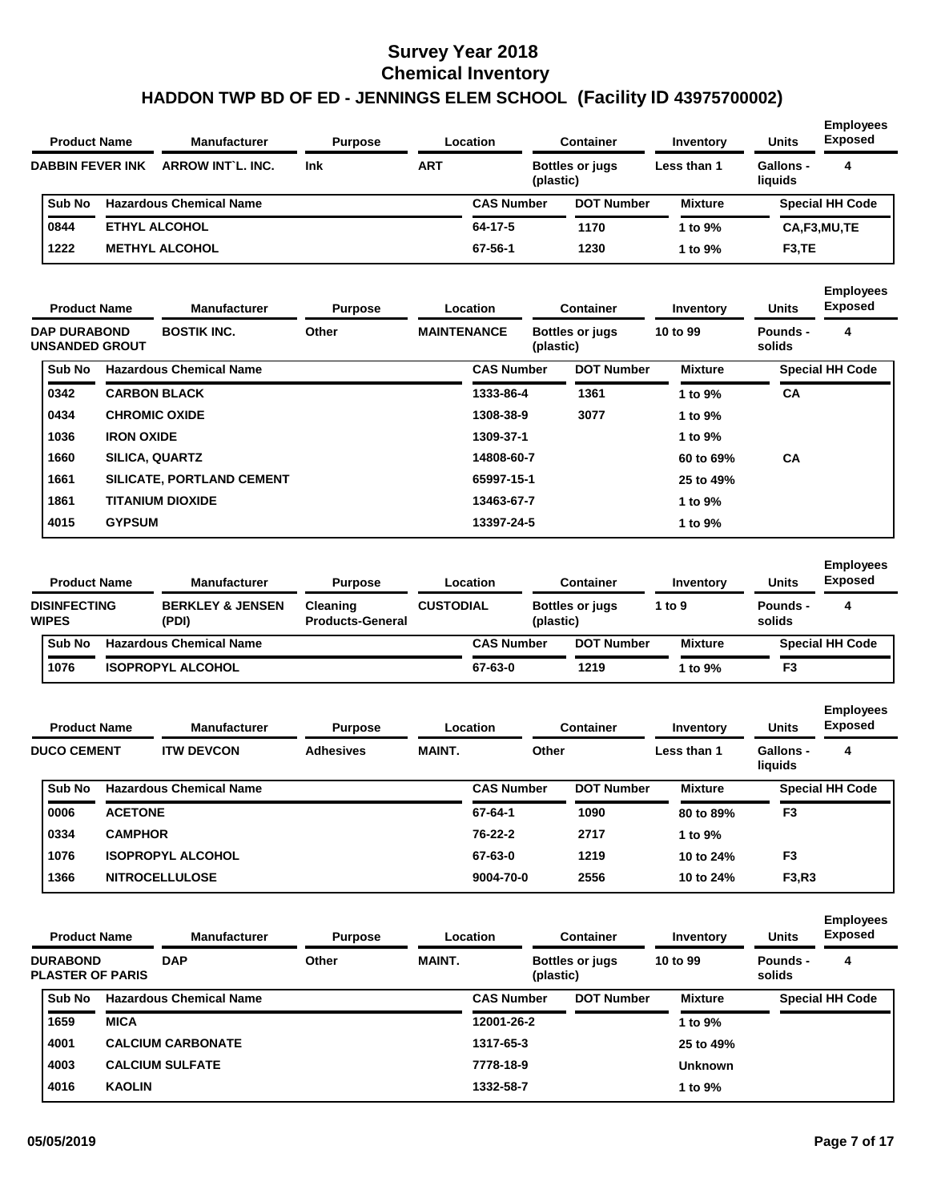# Survey Year 2018
# Chemical Inventory
## HADDON TWP BD OF ED - JENNINGS ELEM SCHOOL (Facility ID 43975700002)

| Product Name | Manufacturer | Purpose | Location | Container | Inventory | Units | Employees Exposed |
|---|---|---|---|---|---|---|---|
| DABBIN FEVER INK | ARROW INT`L. INC. | Ink | ART | Bottles or jugs (plastic) | Less than 1 | Gallons - liquids | 4 |

| Sub No | Hazardous Chemical Name | CAS Number | DOT Number | Mixture | Special HH Code |
|---|---|---|---|---|---|
| 0844 | ETHYL ALCOHOL | 64-17-5 | 1170 | 1 to 9% | CA,F3,MU,TE |
| 1222 | METHYL ALCOHOL | 67-56-1 | 1230 | 1 to 9% | F3,TE |

| Product Name | Manufacturer | Purpose | Location | Container | Inventory | Units | Employees Exposed |
|---|---|---|---|---|---|---|---|
| DAP DURABOND UNSANDED GROUT | BOSTIK INC. | Other | MAINTENANCE | Bottles or jugs (plastic) | 10 to 99 | Pounds - solids | 4 |

| Sub No | Hazardous Chemical Name | CAS Number | DOT Number | Mixture | Special HH Code |
|---|---|---|---|---|---|
| 0342 | CARBON BLACK | 1333-86-4 | 1361 | 1 to 9% | CA |
| 0434 | CHROMIC OXIDE | 1308-38-9 | 3077 | 1 to 9% | |
| 1036 | IRON OXIDE | 1309-37-1 | | 1 to 9% | |
| 1660 | SILICA, QUARTZ | 14808-60-7 | | 60 to 69% | CA |
| 1661 | SILICATE, PORTLAND CEMENT | 65997-15-1 | | 25 to 49% | |
| 1861 | TITANIUM DIOXIDE | 13463-67-7 | | 1 to 9% | |
| 4015 | GYPSUM | 13397-24-5 | | 1 to 9% | |

| Product Name | Manufacturer | Purpose | Location | Container | Inventory | Units | Employees Exposed |
|---|---|---|---|---|---|---|---|
| DISINFECTING WIPES | BERKLEY & JENSEN (PDI) | Cleaning Products-General | CUSTODIAL | Bottles or jugs (plastic) | 1 to 9 | Pounds - solids | 4 |

| Sub No | Hazardous Chemical Name | CAS Number | DOT Number | Mixture | Special HH Code |
|---|---|---|---|---|---|
| 1076 | ISOPROPYL ALCOHOL | 67-63-0 | 1219 | 1 to 9% | F3 |

| Product Name | Manufacturer | Purpose | Location | Container | Inventory | Units | Employees Exposed |
|---|---|---|---|---|---|---|---|
| DUCO CEMENT | ITW DEVCON | Adhesives | MAINT. | Other | Less than 1 | Gallons - liquids | 4 |

| Sub No | Hazardous Chemical Name | CAS Number | DOT Number | Mixture | Special HH Code |
|---|---|---|---|---|---|
| 0006 | ACETONE | 67-64-1 | 1090 | 80 to 89% | F3 |
| 0334 | CAMPHOR | 76-22-2 | 2717 | 1 to 9% | |
| 1076 | ISOPROPYL ALCOHOL | 67-63-0 | 1219 | 10 to 24% | F3 |
| 1366 | NITROCELLULOSE | 9004-70-0 | 2556 | 10 to 24% | F3,R3 |

| Product Name | Manufacturer | Purpose | Location | Container | Inventory | Units | Employees Exposed |
|---|---|---|---|---|---|---|---|
| DURABOND PLASTER OF PARIS | DAP | Other | MAINT. | Bottles or jugs (plastic) | 10 to 99 | Pounds - solids | 4 |

| Sub No | Hazardous Chemical Name | CAS Number | DOT Number | Mixture | Special HH Code |
|---|---|---|---|---|---|
| 1659 | MICA | 12001-26-2 | | 1 to 9% | |
| 4001 | CALCIUM CARBONATE | 1317-65-3 | | 25 to 49% | |
| 4003 | CALCIUM SULFATE | 7778-18-9 | | Unknown | |
| 4016 | KAOLIN | 1332-58-7 | | 1 to 9% | |

05/05/2019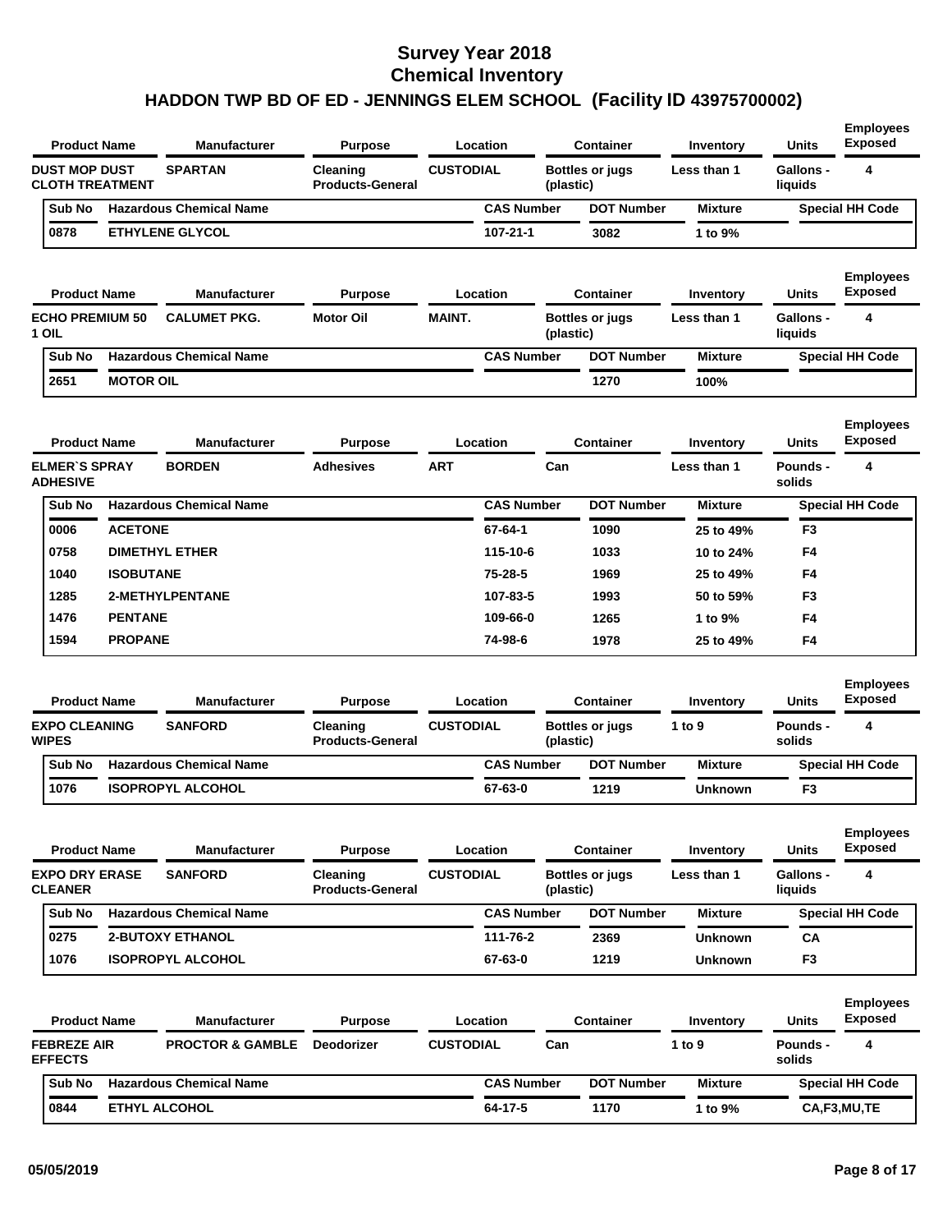# Survey Year 2018
# Chemical Inventory
## HADDON TWP BD OF ED - JENNINGS ELEM SCHOOL (Facility ID 43975700002)

| Product Name | Manufacturer | Purpose | Location | Container | Inventory | Units | Employees Exposed |
|---|---|---|---|---|---|---|---|
| DUST MOP DUST CLOTH TREATMENT | SPARTAN | Cleaning Products-General | CUSTODIAL | Bottles or jugs (plastic) | Less than 1 | Gallons - liquids | 4 |

| Sub No | Hazardous Chemical Name | CAS Number | DOT Number | Mixture | Special HH Code |
|---|---|---|---|---|---|
| 0878 | ETHYLENE GLYCOL | 107-21-1 | 3082 | 1 to 9% | |

| Product Name | Manufacturer | Purpose | Location | Container | Inventory | Units | Employees Exposed |
|---|---|---|---|---|---|---|---|
| ECHO PREMIUM 50 1 OIL | CALUMET PKG. | Motor Oil | MAINT. | Bottles or jugs (plastic) | Less than 1 | Gallons - liquids | 4 |

| Sub No | Hazardous Chemical Name | CAS Number | DOT Number | Mixture | Special HH Code |
|---|---|---|---|---|---|
| 2651 | MOTOR OIL | | 1270 | 100% | |

| Product Name | Manufacturer | Purpose | Location | Container | Inventory | Units | Employees Exposed |
|---|---|---|---|---|---|---|---|
| ELMER`S SPRAY ADHESIVE | BORDEN | Adhesives | ART | Can | Less than 1 | Pounds - solids | 4 |

| Sub No | Hazardous Chemical Name | CAS Number | DOT Number | Mixture | Special HH Code |
|---|---|---|---|---|---|
| 0006 | ACETONE | 67-64-1 | 1090 | 25 to 49% | F3 |
| 0758 | DIMETHYL ETHER | 115-10-6 | 1033 | 10 to 24% | F4 |
| 1040 | ISOBUTANE | 75-28-5 | 1969 | 25 to 49% | F4 |
| 1285 | 2-METHYLPENTANE | 107-83-5 | 1993 | 50 to 59% | F3 |
| 1476 | PENTANE | 109-66-0 | 1265 | 1 to 9% | F4 |
| 1594 | PROPANE | 74-98-6 | 1978 | 25 to 49% | F4 |

| Product Name | Manufacturer | Purpose | Location | Container | Inventory | Units | Employees Exposed |
|---|---|---|---|---|---|---|---|
| EXPO CLEANING WIPES | SANFORD | Cleaning Products-General | CUSTODIAL | Bottles or jugs (plastic) | 1 to 9 | Pounds - solids | 4 |

| Sub No | Hazardous Chemical Name | CAS Number | DOT Number | Mixture | Special HH Code |
|---|---|---|---|---|---|
| 1076 | ISOPROPYL ALCOHOL | 67-63-0 | 1219 | Unknown | F3 |

| Product Name | Manufacturer | Purpose | Location | Container | Inventory | Units | Employees Exposed |
|---|---|---|---|---|---|---|---|
| EXPO DRY ERASE CLEANER | SANFORD | Cleaning Products-General | CUSTODIAL | Bottles or jugs (plastic) | Less than 1 | Gallons - liquids | 4 |

| Sub No | Hazardous Chemical Name | CAS Number | DOT Number | Mixture | Special HH Code |
|---|---|---|---|---|---|
| 0275 | 2-BUTOXY ETHANOL | 111-76-2 | 2369 | Unknown | CA |
| 1076 | ISOPROPYL ALCOHOL | 67-63-0 | 1219 | Unknown | F3 |

| Product Name | Manufacturer | Purpose | Location | Container | Inventory | Units | Employees Exposed |
|---|---|---|---|---|---|---|---|
| FEBREZE AIR EFFECTS | PROCTOR & GAMBLE | Deodorizer | CUSTODIAL | Can | 1 to 9 | Pounds - solids | 4 |

| Sub No | Hazardous Chemical Name | CAS Number | DOT Number | Mixture | Special HH Code |
|---|---|---|---|---|---|
| 0844 | ETHYL ALCOHOL | 64-17-5 | 1170 | 1 to 9% | CA,F3,MU,TE |

05/05/2019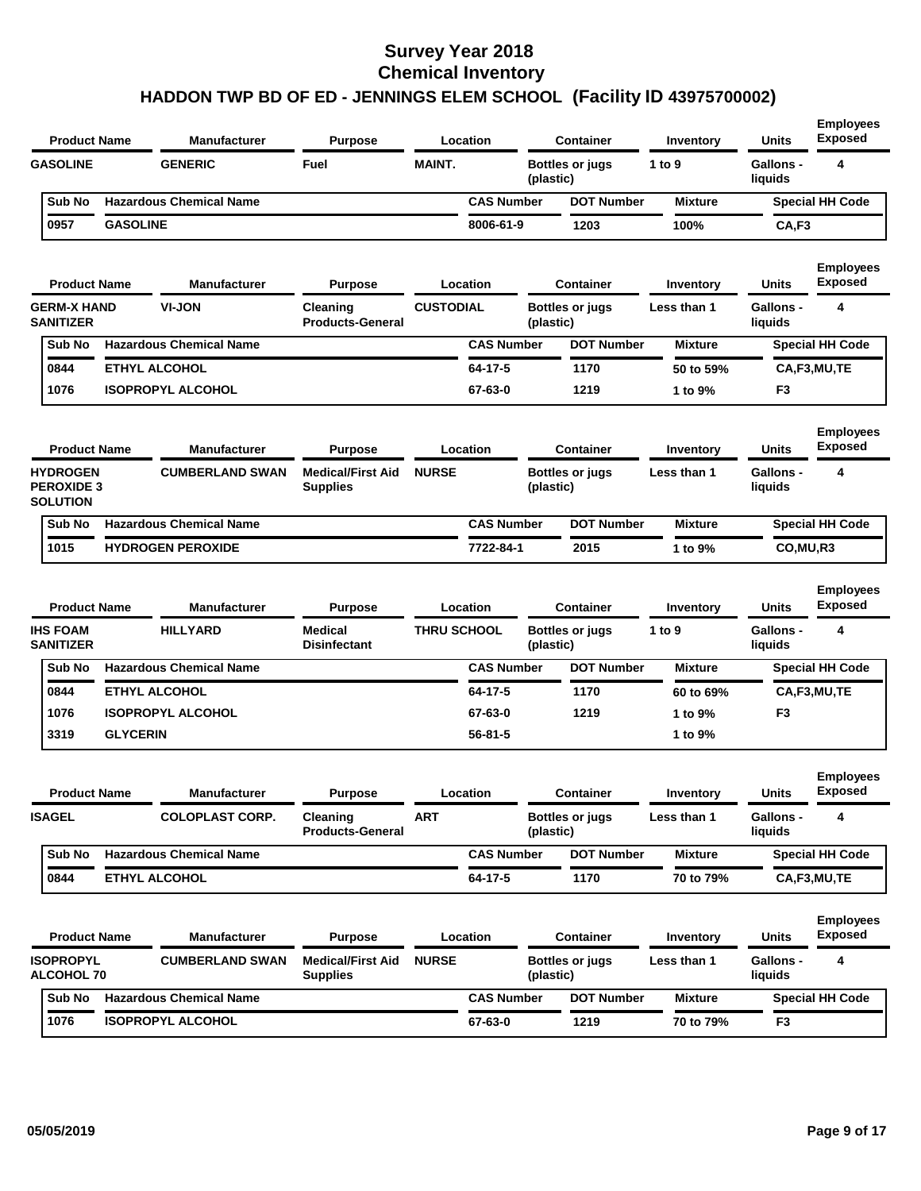# Survey Year 2018
# Chemical Inventory
## HADDON TWP BD OF ED - JENNINGS ELEM SCHOOL (Facility ID 43975700002)

| Product Name | Manufacturer | Purpose | Location | Container | Inventory | Units | Employees Exposed |
|---|---|---|---|---|---|---|---|
| GASOLINE | GENERIC | Fuel | MAINT. | Bottles or jugs (plastic) | 1 to 9 | Gallons - liquids | 4 |

| Sub No | Hazardous Chemical Name | CAS Number | DOT Number | Mixture | Special HH Code |
|---|---|---|---|---|---|
| 0957 | GASOLINE | 8006-61-9 | 1203 | 100% | CA,F3 |

| Product Name | Manufacturer | Purpose | Location | Container | Inventory | Units | Employees Exposed |
|---|---|---|---|---|---|---|---|
| GERM-X HAND SANITIZER | VI-JON | Cleaning Products-General | CUSTODIAL | Bottles or jugs (plastic) | Less than 1 | Gallons - liquids | 4 |

| Sub No | Hazardous Chemical Name | CAS Number | DOT Number | Mixture | Special HH Code |
|---|---|---|---|---|---|
| 0844 | ETHYL ALCOHOL | 64-17-5 | 1170 | 50 to 59% | CA,F3,MU,TE |
| 1076 | ISOPROPYL ALCOHOL | 67-63-0 | 1219 | 1 to 9% | F3 |

| Product Name | Manufacturer | Purpose | Location | Container | Inventory | Units | Employees Exposed |
|---|---|---|---|---|---|---|---|
| HYDROGEN PEROXIDE 3 SOLUTION | CUMBERLAND SWAN | Medical/First Aid Supplies | NURSE | Bottles or jugs (plastic) | Less than 1 | Gallons - liquids | 4 |

| Sub No | Hazardous Chemical Name | CAS Number | DOT Number | Mixture | Special HH Code |
|---|---|---|---|---|---|
| 1015 | HYDROGEN PEROXIDE | 7722-84-1 | 2015 | 1 to 9% | CO,MU,R3 |

| Product Name | Manufacturer | Purpose | Location | Container | Inventory | Units | Employees Exposed |
|---|---|---|---|---|---|---|---|
| IHS FOAM SANITIZER | HILLYARD | Medical Disinfectant | THRU SCHOOL | Bottles or jugs (plastic) | 1 to 9 | Gallons - liquids | 4 |

| Sub No | Hazardous Chemical Name | CAS Number | DOT Number | Mixture | Special HH Code |
|---|---|---|---|---|---|
| 0844 | ETHYL ALCOHOL | 64-17-5 | 1170 | 60 to 69% | CA,F3,MU,TE |
| 1076 | ISOPROPYL ALCOHOL | 67-63-0 | 1219 | 1 to 9% | F3 |
| 3319 | GLYCERIN | 56-81-5 | | 1 to 9% | |

| Product Name | Manufacturer | Purpose | Location | Container | Inventory | Units | Employees Exposed |
|---|---|---|---|---|---|---|---|
| ISAGEL | COLOPLAST CORP. | Cleaning Products-General | ART | Bottles or jugs (plastic) | Less than 1 | Gallons - liquids | 4 |

| Sub No | Hazardous Chemical Name | CAS Number | DOT Number | Mixture | Special HH Code |
|---|---|---|---|---|---|
| 0844 | ETHYL ALCOHOL | 64-17-5 | 1170 | 70 to 79% | CA,F3,MU,TE |

| Product Name | Manufacturer | Purpose | Location | Container | Inventory | Units | Employees Exposed |
|---|---|---|---|---|---|---|---|
| ISOPROPYL ALCOHOL 70 | CUMBERLAND SWAN | Medical/First Aid Supplies | NURSE | Bottles or jugs (plastic) | Less than 1 | Gallons - liquids | 4 |

| Sub No | Hazardous Chemical Name | CAS Number | DOT Number | Mixture | Special HH Code |
|---|---|---|---|---|---|
| 1076 | ISOPROPYL ALCOHOL | 67-63-0 | 1219 | 70 to 79% | F3 |

05/05/2019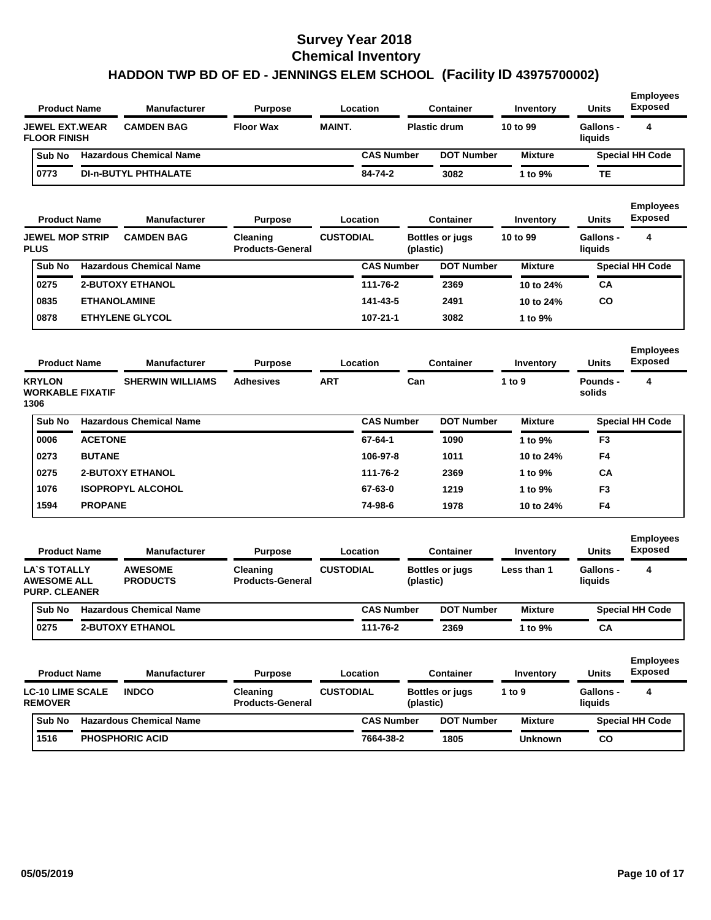# Survey Year 2018
## Chemical Inventory
## HADDON TWP BD OF ED - JENNINGS ELEM SCHOOL (Facility ID 43975700002)

| Product Name | Manufacturer | Purpose | Location | Container | Inventory | Units | Employees Exposed |
|---|---|---|---|---|---|---|---|
| JEWEL EXT.WEAR FLOOR FINISH | CAMDEN BAG | Floor Wax | MAINT. | Plastic drum | 10 to 99 | Gallons - liquids | 4 |

| Sub No | Hazardous Chemical Name | CAS Number | DOT Number | Mixture | Special HH Code |
|---|---|---|---|---|---|
| 0773 | DI-n-BUTYL PHTHALATE | 84-74-2 | 3082 | 1 to 9% | TE |

| Product Name | Manufacturer | Purpose | Location | Container | Inventory | Units | Employees Exposed |
|---|---|---|---|---|---|---|---|
| JEWEL MOP STRIP PLUS | CAMDEN BAG | Cleaning Products-General | CUSTODIAL | Bottles or jugs (plastic) | 10 to 99 | Gallons - liquids | 4 |

| Sub No | Hazardous Chemical Name | CAS Number | DOT Number | Mixture | Special HH Code |
|---|---|---|---|---|---|
| 0275 | 2-BUTOXY ETHANOL | 111-76-2 | 2369 | 10 to 24% | CA |
| 0835 | ETHANOLAMINE | 141-43-5 | 2491 | 10 to 24% | CO |
| 0878 | ETHYLENE GLYCOL | 107-21-1 | 3082 | 1 to 9% | |

| Product Name | Manufacturer | Purpose | Location | Container | Inventory | Units | Employees Exposed |
|---|---|---|---|---|---|---|---|
| KRYLON WORKABLE FIXATIF 1306 | SHERWIN WILLIAMS | Adhesives | ART | Can | 1 to 9 | Pounds - solids | 4 |

| Sub No | Hazardous Chemical Name | CAS Number | DOT Number | Mixture | Special HH Code |
|---|---|---|---|---|---|
| 0006 | ACETONE | 67-64-1 | 1090 | 1 to 9% | F3 |
| 0273 | BUTANE | 106-97-8 | 1011 | 10 to 24% | F4 |
| 0275 | 2-BUTOXY ETHANOL | 111-76-2 | 2369 | 1 to 9% | CA |
| 1076 | ISOPROPYL ALCOHOL | 67-63-0 | 1219 | 1 to 9% | F3 |
| 1594 | PROPANE | 74-98-6 | 1978 | 10 to 24% | F4 |

| Product Name | Manufacturer | Purpose | Location | Container | Inventory | Units | Employees Exposed |
|---|---|---|---|---|---|---|---|
| LA`S TOTALLY AWESOME ALL PURP. CLEANER | AWESOME PRODUCTS | Cleaning Products-General | CUSTODIAL | Bottles or jugs (plastic) | Less than 1 | Gallons - liquids | 4 |

| Sub No | Hazardous Chemical Name | CAS Number | DOT Number | Mixture | Special HH Code |
|---|---|---|---|---|---|
| 0275 | 2-BUTOXY ETHANOL | 111-76-2 | 2369 | 1 to 9% | CA |

| Product Name | Manufacturer | Purpose | Location | Container | Inventory | Units | Employees Exposed |
|---|---|---|---|---|---|---|---|
| LC-10 LIME SCALE REMOVER | INDCO | Cleaning Products-General | CUSTODIAL | Bottles or jugs (plastic) | 1 to 9 | Gallons - liquids | 4 |

| Sub No | Hazardous Chemical Name | CAS Number | DOT Number | Mixture | Special HH Code |
|---|---|---|---|---|---|
| 1516 | PHOSPHORIC ACID | 7664-38-2 | 1805 | Unknown | CO |

05/05/2019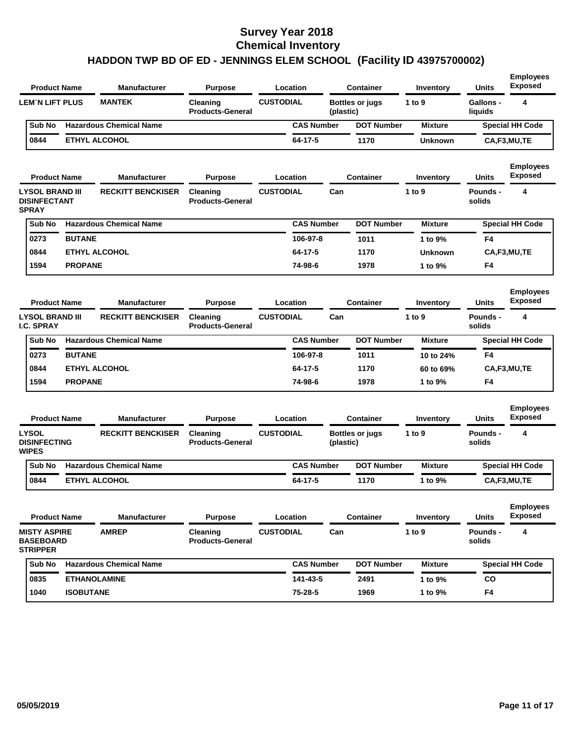# Survey Year 2018
# Chemical Inventory
# HADDON TWP BD OF ED - JENNINGS ELEM SCHOOL (Facility ID 43975700002)

| Product Name | Manufacturer | Purpose | Location | Container | Inventory | Units | Employees Exposed |
|---|---|---|---|---|---|---|---|
| LEM`N LIFT PLUS | MANTEK | Cleaning Products-General | CUSTODIAL | Bottles or jugs (plastic) | 1 to 9 | Gallons - liquids | 4 |

| Sub No | Hazardous Chemical Name | CAS Number | DOT Number | Mixture | Special HH Code |
|---|---|---|---|---|---|
| 0844 | ETHYL ALCOHOL | 64-17-5 | 1170 | Unknown | CA,F3,MU,TE |

| Product Name | Manufacturer | Purpose | Location | Container | Inventory | Units | Employees Exposed |
|---|---|---|---|---|---|---|---|
| LYSOL BRAND III DISINFECTANT SPRAY | RECKITT BENCKISER | Cleaning Products-General | CUSTODIAL | Can | 1 to 9 | Pounds - solids | 4 |

| Sub No | Hazardous Chemical Name | CAS Number | DOT Number | Mixture | Special HH Code |
|---|---|---|---|---|---|
| 0273 | BUTANE | 106-97-8 | 1011 | 1 to 9% | F4 |
| 0844 | ETHYL ALCOHOL | 64-17-5 | 1170 | Unknown | CA,F3,MU,TE |
| 1594 | PROPANE | 74-98-6 | 1978 | 1 to 9% | F4 |

| Product Name | Manufacturer | Purpose | Location | Container | Inventory | Units | Employees Exposed |
|---|---|---|---|---|---|---|---|
| LYSOL BRAND III I.C. SPRAY | RECKITT BENCKISER | Cleaning Products-General | CUSTODIAL | Can | 1 to 9 | Pounds - solids | 4 |

| Sub No | Hazardous Chemical Name | CAS Number | DOT Number | Mixture | Special HH Code |
|---|---|---|---|---|---|
| 0273 | BUTANE | 106-97-8 | 1011 | 10 to 24% | F4 |
| 0844 | ETHYL ALCOHOL | 64-17-5 | 1170 | 60 to 69% | CA,F3,MU,TE |
| 1594 | PROPANE | 74-98-6 | 1978 | 1 to 9% | F4 |

| Product Name | Manufacturer | Purpose | Location | Container | Inventory | Units | Employees Exposed |
|---|---|---|---|---|---|---|---|
| LYSOL DISINFECTING WIPES | RECKITT BENCKISER | Cleaning Products-General | CUSTODIAL | Bottles or jugs (plastic) | 1 to 9 | Pounds - solids | 4 |

| Sub No | Hazardous Chemical Name | CAS Number | DOT Number | Mixture | Special HH Code |
|---|---|---|---|---|---|
| 0844 | ETHYL ALCOHOL | 64-17-5 | 1170 | 1 to 9% | CA,F3,MU,TE |

| Product Name | Manufacturer | Purpose | Location | Container | Inventory | Units | Employees Exposed |
|---|---|---|---|---|---|---|---|
| MISTY ASPIRE BASEBOARD STRIPPER | AMREP | Cleaning Products-General | CUSTODIAL | Can | 1 to 9 | Pounds - solids | 4 |

| Sub No | Hazardous Chemical Name | CAS Number | DOT Number | Mixture | Special HH Code |
|---|---|---|---|---|---|
| 0835 | ETHANOLAMINE | 141-43-5 | 2491 | 1 to 9% | CO |
| 1040 | ISOBUTANE | 75-28-5 | 1969 | 1 to 9% | F4 |

05/05/2019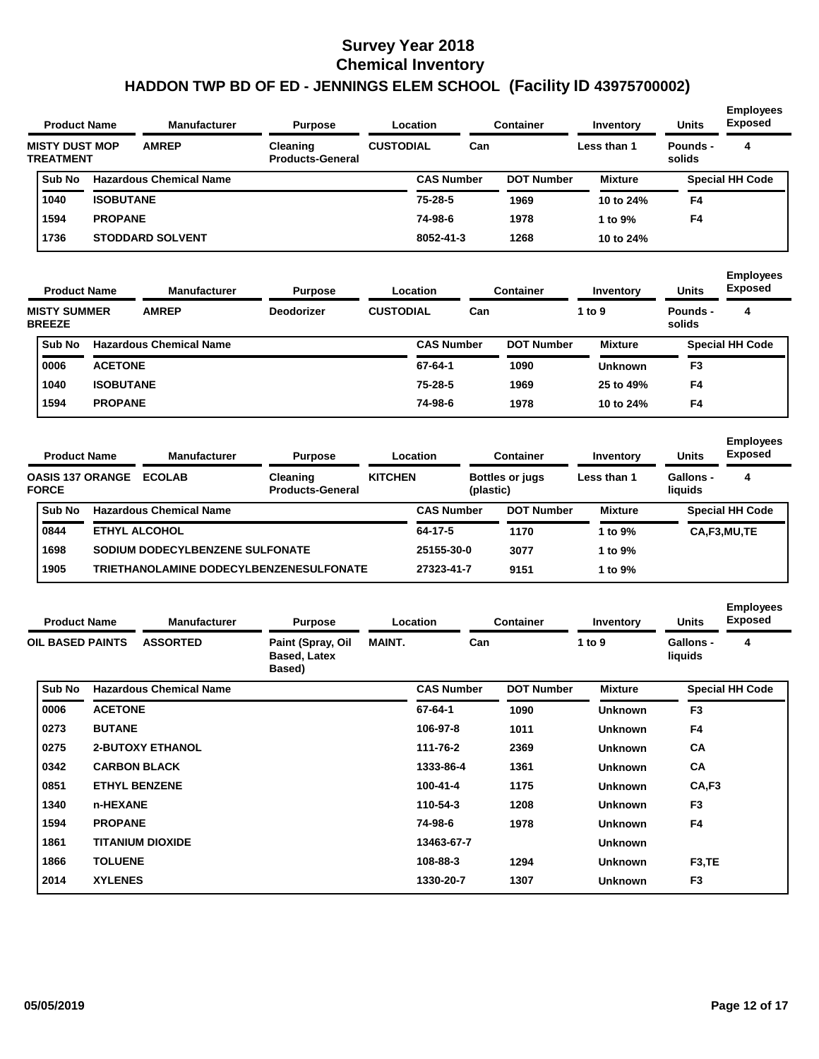# Survey Year 2018
# Chemical Inventory
## HADDON TWP BD OF ED - JENNINGS ELEM SCHOOL (Facility ID 43975700002)

| Product Name | Manufacturer | Purpose | Location | Container | Inventory | Units | Employees Exposed |
|---|---|---|---|---|---|---|---|
| MISTY DUST MOP TREATMENT | AMREP | Cleaning Products-General | CUSTODIAL | Can | Less than 1 | Pounds - solids | 4 |

| Sub No | Hazardous Chemical Name | CAS Number | DOT Number | Mixture | Special HH Code |
|---|---|---|---|---|---|
| 1040 | ISOBUTANE | 75-28-5 | 1969 | 10 to 24% | F4 |
| 1594 | PROPANE | 74-98-6 | 1978 | 1 to 9% | F4 |
| 1736 | STODDARD SOLVENT | 8052-41-3 | 1268 | 10 to 24% | |

| Product Name | Manufacturer | Purpose | Location | Container | Inventory | Units | Employees Exposed |
|---|---|---|---|---|---|---|---|
| MISTY SUMMER BREEZE | AMREP | Deodorizer | CUSTODIAL | Can | 1 to 9 | Pounds - solids | 4 |

| Sub No | Hazardous Chemical Name | CAS Number | DOT Number | Mixture | Special HH Code |
|---|---|---|---|---|---|
| 0006 | ACETONE | 67-64-1 | 1090 | Unknown | F3 |
| 1040 | ISOBUTANE | 75-28-5 | 1969 | 25 to 49% | F4 |
| 1594 | PROPANE | 74-98-6 | 1978 | 10 to 24% | F4 |

| Product Name | Manufacturer | Purpose | Location | Container | Inventory | Units | Employees Exposed |
|---|---|---|---|---|---|---|---|
| OASIS 137 ORANGE FORCE | ECOLAB | Cleaning Products-General | KITCHEN | Bottles or jugs (plastic) | Less than 1 | Gallons - liquids | 4 |

| Sub No | Hazardous Chemical Name | CAS Number | DOT Number | Mixture | Special HH Code |
|---|---|---|---|---|---|
| 0844 | ETHYL ALCOHOL | 64-17-5 | 1170 | 1 to 9% | CA,F3,MU,TE |
| 1698 | SODIUM DODECYLBENZENE SULFONATE | 25155-30-0 | 3077 | 1 to 9% | |
| 1905 | TRIETHANOLAMINE DODECYLBENZENESULFONATE | 27323-41-7 | 9151 | 1 to 9% | |

| Product Name | Manufacturer | Purpose | Location | Container | Inventory | Units | Employees Exposed |
|---|---|---|---|---|---|---|---|
| OIL BASED PAINTS | ASSORTED | Paint (Spray, Oil Based, Latex Based) | MAINT. | Can | 1 to 9 | Gallons - liquids | 4 |

| Sub No | Hazardous Chemical Name | CAS Number | DOT Number | Mixture | Special HH Code |
|---|---|---|---|---|---|
| 0006 | ACETONE | 67-64-1 | 1090 | Unknown | F3 |
| 0273 | BUTANE | 106-97-8 | 1011 | Unknown | F4 |
| 0275 | 2-BUTOXY ETHANOL | 111-76-2 | 2369 | Unknown | CA |
| 0342 | CARBON BLACK | 1333-86-4 | 1361 | Unknown | CA |
| 0851 | ETHYL BENZENE | 100-41-4 | 1175 | Unknown | CA,F3 |
| 1340 | n-HEXANE | 110-54-3 | 1208 | Unknown | F3 |
| 1594 | PROPANE | 74-98-6 | 1978 | Unknown | F4 |
| 1861 | TITANIUM DIOXIDE | 13463-67-7 | | Unknown | |
| 1866 | TOLUENE | 108-88-3 | 1294 | Unknown | F3,TE |
| 2014 | XYLENES | 1330-20-7 | 1307 | Unknown | F3 |

05/05/2019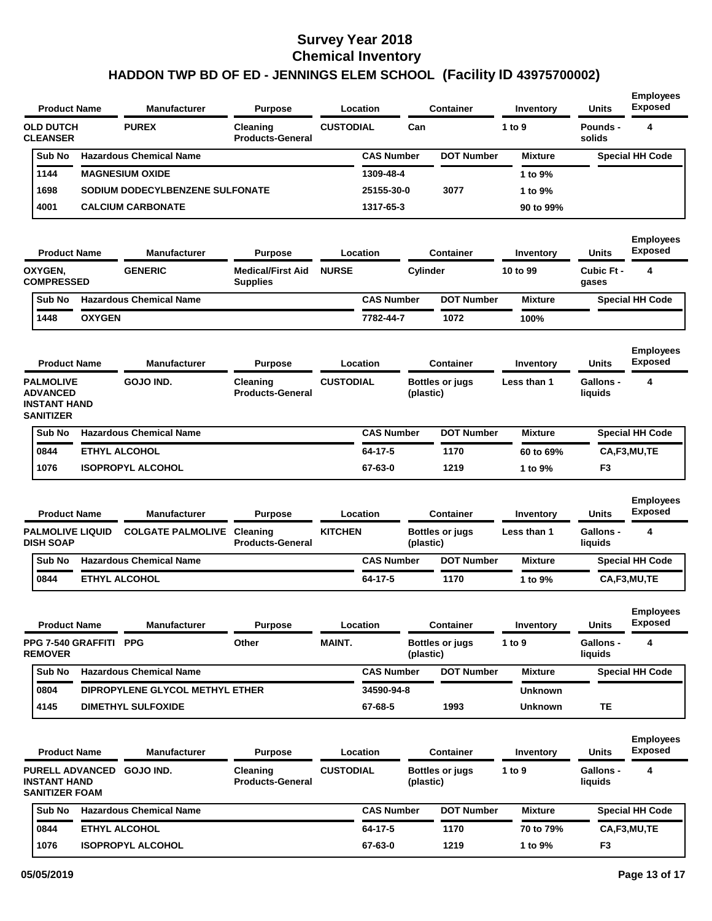# Survey Year 2018
## Chemical Inventory
### HADDON TWP BD OF ED - JENNINGS ELEM SCHOOL (Facility ID 43975700002)

| Product Name | Manufacturer | Purpose | Location | Container | Inventory | Units | Employees Exposed |
|---|---|---|---|---|---|---|---|
| OLD DUTCH CLEANSER | PUREX | Cleaning Products-General | CUSTODIAL | Can | 1 to 9 | Pounds - solids | 4 |

| Sub No | Hazardous Chemical Name | CAS Number | DOT Number | Mixture | Special HH Code |
|---|---|---|---|---|---|
| 1144 | MAGNESIUM OXIDE | 1309-48-4 | | 1 to 9% | |
| 1698 | SODIUM DODECYLBENZENE SULFONATE | 25155-30-0 | 3077 | 1 to 9% | |
| 4001 | CALCIUM CARBONATE | 1317-65-3 | | 90 to 99% | |

| Product Name | Manufacturer | Purpose | Location | Container | Inventory | Units | Employees Exposed |
|---|---|---|---|---|---|---|---|
| OXYGEN, COMPRESSED | GENERIC | Medical/First Aid Supplies | NURSE | Cylinder | 10 to 99 | Cubic Ft - gases | 4 |

| Sub No | Hazardous Chemical Name | CAS Number | DOT Number | Mixture | Special HH Code |
|---|---|---|---|---|---|
| 1448 | OXYGEN | 7782-44-7 | 1072 | 100% | |

| Product Name | Manufacturer | Purpose | Location | Container | Inventory | Units | Employees Exposed |
|---|---|---|---|---|---|---|---|
| PALMOLIVE ADVANCED INSTANT HAND SANITIZER | GOJO IND. | Cleaning Products-General | CUSTODIAL | Bottles or jugs (plastic) | Less than 1 | Gallons - liquids | 4 |

| Sub No | Hazardous Chemical Name | CAS Number | DOT Number | Mixture | Special HH Code |
|---|---|---|---|---|---|
| 0844 | ETHYL ALCOHOL | 64-17-5 | 1170 | 60 to 69% | CA,F3,MU,TE |
| 1076 | ISOPROPYL ALCOHOL | 67-63-0 | 1219 | 1 to 9% | F3 |

| Product Name | Manufacturer | Purpose | Location | Container | Inventory | Units | Employees Exposed |
|---|---|---|---|---|---|---|---|
| PALMOLIVE LIQUID DISH SOAP | COLGATE PALMOLIVE | Cleaning Products-General | KITCHEN | Bottles or jugs (plastic) | Less than 1 | Gallons - liquids | 4 |

| Sub No | Hazardous Chemical Name | CAS Number | DOT Number | Mixture | Special HH Code |
|---|---|---|---|---|---|
| 0844 | ETHYL ALCOHOL | 64-17-5 | 1170 | 1 to 9% | CA,F3,MU,TE |

| Product Name | Manufacturer | Purpose | Location | Container | Inventory | Units | Employees Exposed |
|---|---|---|---|---|---|---|---|
| PPG 7-540 GRAFFITI REMOVER | PPG | Other | MAINT. | Bottles or jugs (plastic) | 1 to 9 | Gallons - liquids | 4 |

| Sub No | Hazardous Chemical Name | CAS Number | DOT Number | Mixture | Special HH Code |
|---|---|---|---|---|---|
| 0804 | DIPROPYLENE GLYCOL METHYL ETHER | 34590-94-8 | | Unknown | |
| 4145 | DIMETHYL SULFOXIDE | 67-68-5 | 1993 | Unknown | TE |

| Product Name | Manufacturer | Purpose | Location | Container | Inventory | Units | Employees Exposed |
|---|---|---|---|---|---|---|---|
| PURELL ADVANCED INSTANT HAND SANITIZER FOAM | GOJO IND. | Cleaning Products-General | CUSTODIAL | Bottles or jugs (plastic) | 1 to 9 | Gallons - liquids | 4 |

| Sub No | Hazardous Chemical Name | CAS Number | DOT Number | Mixture | Special HH Code |
|---|---|---|---|---|---|
| 0844 | ETHYL ALCOHOL | 64-17-5 | 1170 | 70 to 79% | CA,F3,MU,TE |
| 1076 | ISOPROPYL ALCOHOL | 67-63-0 | 1219 | 1 to 9% | F3 |

05/05/2019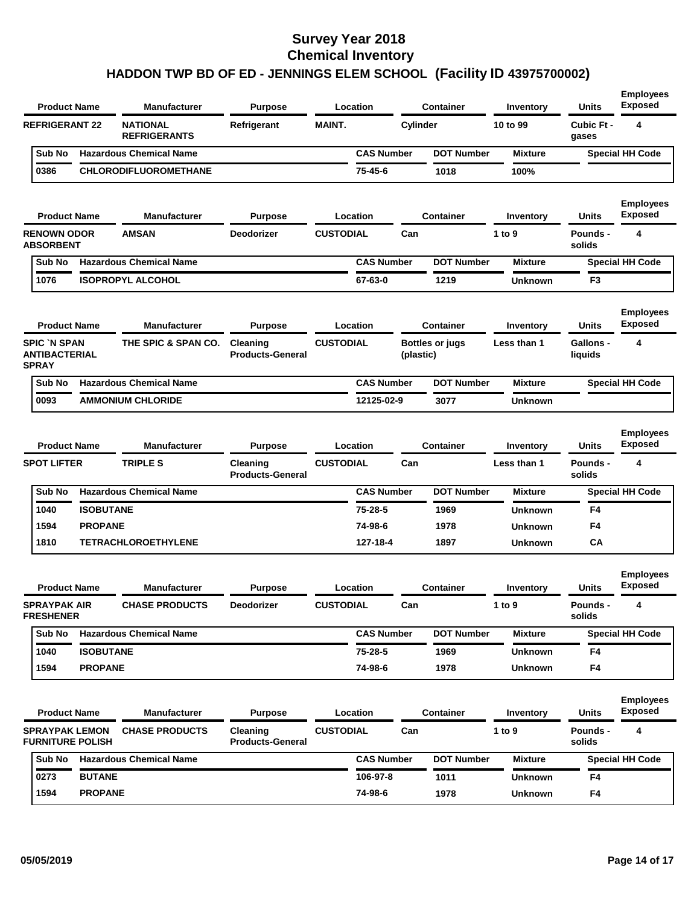# Survey Year 2018
# Chemical Inventory
## HADDON TWP BD OF ED - JENNINGS ELEM SCHOOL (Facility ID 43975700002)

| Product Name | Manufacturer | Purpose | Location | Container | Inventory | Units | Employees Exposed |
|---|---|---|---|---|---|---|---|
| REFRIGERANT 22 | NATIONAL REFRIGERANTS | Refrigerant | MAINT. | Cylinder | 10 to 99 | Cubic Ft - gases | 4 |

| Sub No | Hazardous Chemical Name | CAS Number | DOT Number | Mixture | Special HH Code |
|---|---|---|---|---|---|
| 0386 | CHLORODIFLUOROMETHANE | 75-45-6 | 1018 | 100% | |

| Product Name | Manufacturer | Purpose | Location | Container | Inventory | Units | Employees Exposed |
|---|---|---|---|---|---|---|---|
| RENOWN ODOR ABSORBENT | AMSAN | Deodorizer | CUSTODIAL | Can | 1 to 9 | Pounds - solids | 4 |

| Sub No | Hazardous Chemical Name | CAS Number | DOT Number | Mixture | Special HH Code |
|---|---|---|---|---|---|
| 1076 | ISOPROPYL ALCOHOL | 67-63-0 | 1219 | Unknown | F3 |

| Product Name | Manufacturer | Purpose | Location | Container | Inventory | Units | Employees Exposed |
|---|---|---|---|---|---|---|---|
| SPIC `N SPAN ANTIBACTERIAL SPRAY | THE SPIC & SPAN CO. | Cleaning Products-General | CUSTODIAL | Bottles or jugs (plastic) | Less than 1 | Gallons - liquids | 4 |

| Sub No | Hazardous Chemical Name | CAS Number | DOT Number | Mixture | Special HH Code |
|---|---|---|---|---|---|
| 0093 | AMMONIUM CHLORIDE | 12125-02-9 | 3077 | Unknown | |

| Product Name | Manufacturer | Purpose | Location | Container | Inventory | Units | Employees Exposed |
|---|---|---|---|---|---|---|---|
| SPOT LIFTER | TRIPLE S | Cleaning Products-General | CUSTODIAL | Can | Less than 1 | Pounds - solids | 4 |

| Sub No | Hazardous Chemical Name | CAS Number | DOT Number | Mixture | Special HH Code |
|---|---|---|---|---|---|
| 1040 | ISOBUTANE | 75-28-5 | 1969 | Unknown | F4 |
| 1594 | PROPANE | 74-98-6 | 1978 | Unknown | F4 |
| 1810 | TETRACHLOROETHYLENE | 127-18-4 | 1897 | Unknown | CA |

| Product Name | Manufacturer | Purpose | Location | Container | Inventory | Units | Employees Exposed |
|---|---|---|---|---|---|---|---|
| SPRAYPAK AIR FRESHENER | CHASE PRODUCTS | Deodorizer | CUSTODIAL | Can | 1 to 9 | Pounds - solids | 4 |

| Sub No | Hazardous Chemical Name | CAS Number | DOT Number | Mixture | Special HH Code |
|---|---|---|---|---|---|
| 1040 | ISOBUTANE | 75-28-5 | 1969 | Unknown | F4 |
| 1594 | PROPANE | 74-98-6 | 1978 | Unknown | F4 |

| Product Name | Manufacturer | Purpose | Location | Container | Inventory | Units | Employees Exposed |
|---|---|---|---|---|---|---|---|
| SPRAYPAK LEMON FURNITURE POLISH | CHASE PRODUCTS | Cleaning Products-General | CUSTODIAL | Can | 1 to 9 | Pounds - solids | 4 |

| Sub No | Hazardous Chemical Name | CAS Number | DOT Number | Mixture | Special HH Code |
|---|---|---|---|---|---|
| 0273 | BUTANE | 106-97-8 | 1011 | Unknown | F4 |
| 1594 | PROPANE | 74-98-6 | 1978 | Unknown | F4 |

05/05/2019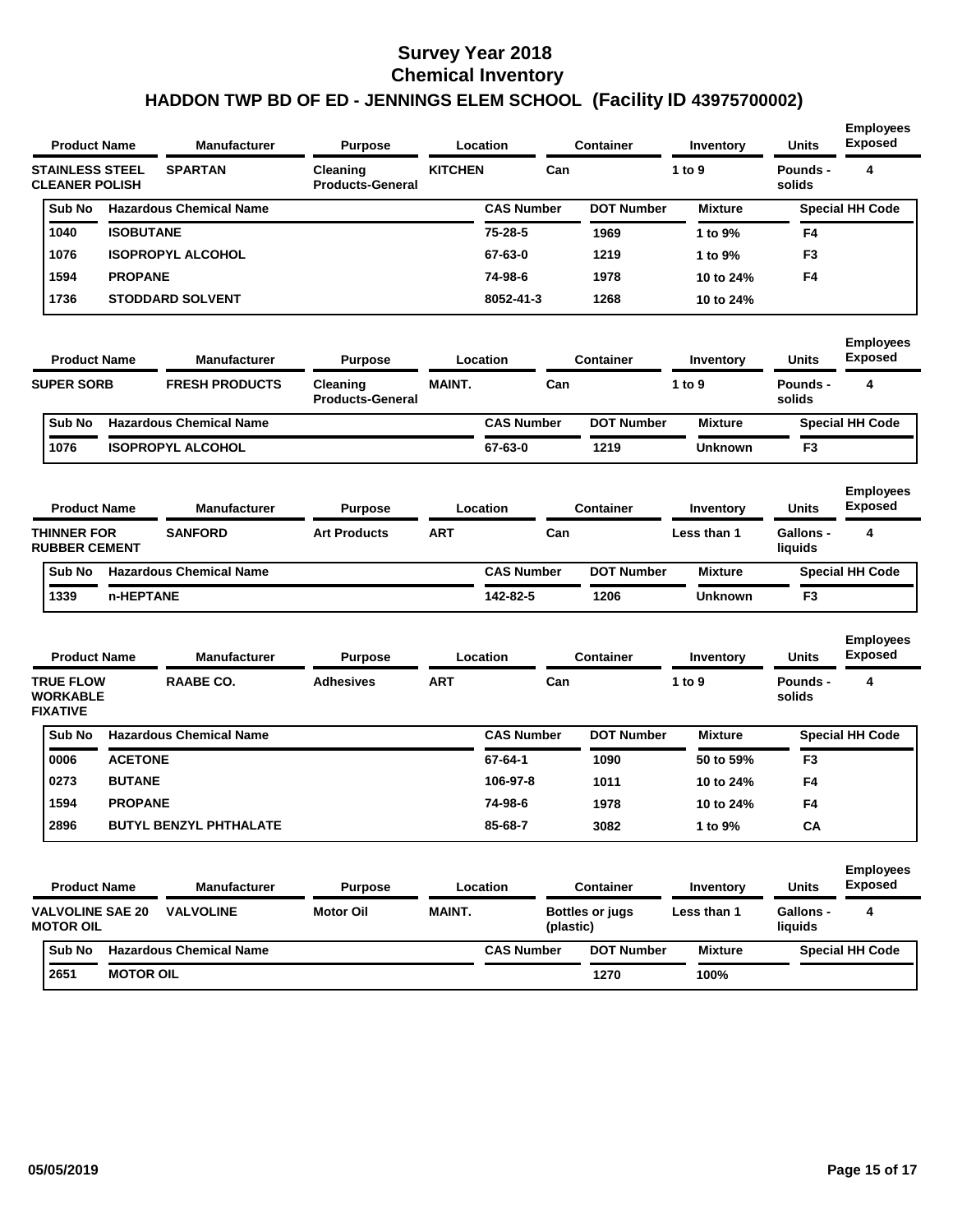# Survey Year 2018
# Chemical Inventory
## HADDON TWP BD OF ED - JENNINGS ELEM SCHOOL (Facility ID 43975700002)

| Product Name | Manufacturer | Purpose | Location | Container | Inventory | Units | Employees Exposed |
|---|---|---|---|---|---|---|---|
| STAINLESS STEEL CLEANER POLISH | SPARTAN | Cleaning Products-General | KITCHEN | Can | 1 to 9 | Pounds - solids | 4 |

| Sub No | Hazardous Chemical Name | CAS Number | DOT Number | Mixture | Special HH Code |
|---|---|---|---|---|---|
| 1040 | ISOBUTANE | 75-28-5 | 1969 | 1 to 9% | F4 |
| 1076 | ISOPROPYL ALCOHOL | 67-63-0 | 1219 | 1 to 9% | F3 |
| 1594 | PROPANE | 74-98-6 | 1978 | 10 to 24% | F4 |
| 1736 | STODDARD SOLVENT | 8052-41-3 | 1268 | 10 to 24% | |

| Product Name | Manufacturer | Purpose | Location | Container | Inventory | Units | Employees Exposed |
|---|---|---|---|---|---|---|---|
| SUPER SORB | FRESH PRODUCTS | Cleaning Products-General | MAINT. | Can | 1 to 9 | Pounds - solids | 4 |

| Sub No | Hazardous Chemical Name | CAS Number | DOT Number | Mixture | Special HH Code |
|---|---|---|---|---|---|
| 1076 | ISOPROPYL ALCOHOL | 67-63-0 | 1219 | Unknown | F3 |

| Product Name | Manufacturer | Purpose | Location | Container | Inventory | Units | Employees Exposed |
|---|---|---|---|---|---|---|---|
| THINNER FOR RUBBER CEMENT | SANFORD | Art Products | ART | Can | Less than 1 | Gallons - liquids | 4 |

| Sub No | Hazardous Chemical Name | CAS Number | DOT Number | Mixture | Special HH Code |
|---|---|---|---|---|---|
| 1339 | n-HEPTANE | 142-82-5 | 1206 | Unknown | F3 |

| Product Name | Manufacturer | Purpose | Location | Container | Inventory | Units | Employees Exposed |
|---|---|---|---|---|---|---|---|
| TRUE FLOW WORKABLE FIXATIVE | RAABE CO. | Adhesives | ART | Can | 1 to 9 | Pounds - solids | 4 |

| Sub No | Hazardous Chemical Name | CAS Number | DOT Number | Mixture | Special HH Code |
|---|---|---|---|---|---|
| 0006 | ACETONE | 67-64-1 | 1090 | 50 to 59% | F3 |
| 0273 | BUTANE | 106-97-8 | 1011 | 10 to 24% | F4 |
| 1594 | PROPANE | 74-98-6 | 1978 | 10 to 24% | F4 |
| 2896 | BUTYL BENZYL PHTHALATE | 85-68-7 | 3082 | 1 to 9% | CA |

| Product Name | Manufacturer | Purpose | Location | Container | Inventory | Units | Employees Exposed |
|---|---|---|---|---|---|---|---|
| VALVOLINE SAE 20 MOTOR OIL | VALVOLINE | Motor Oil | MAINT. | Bottles or jugs (plastic) | Less than 1 | Gallons - liquids | 4 |

| Sub No | Hazardous Chemical Name | CAS Number | DOT Number | Mixture | Special HH Code |
|---|---|---|---|---|---|
| 2651 | MOTOR OIL | | 1270 | 100% | |

05/05/2019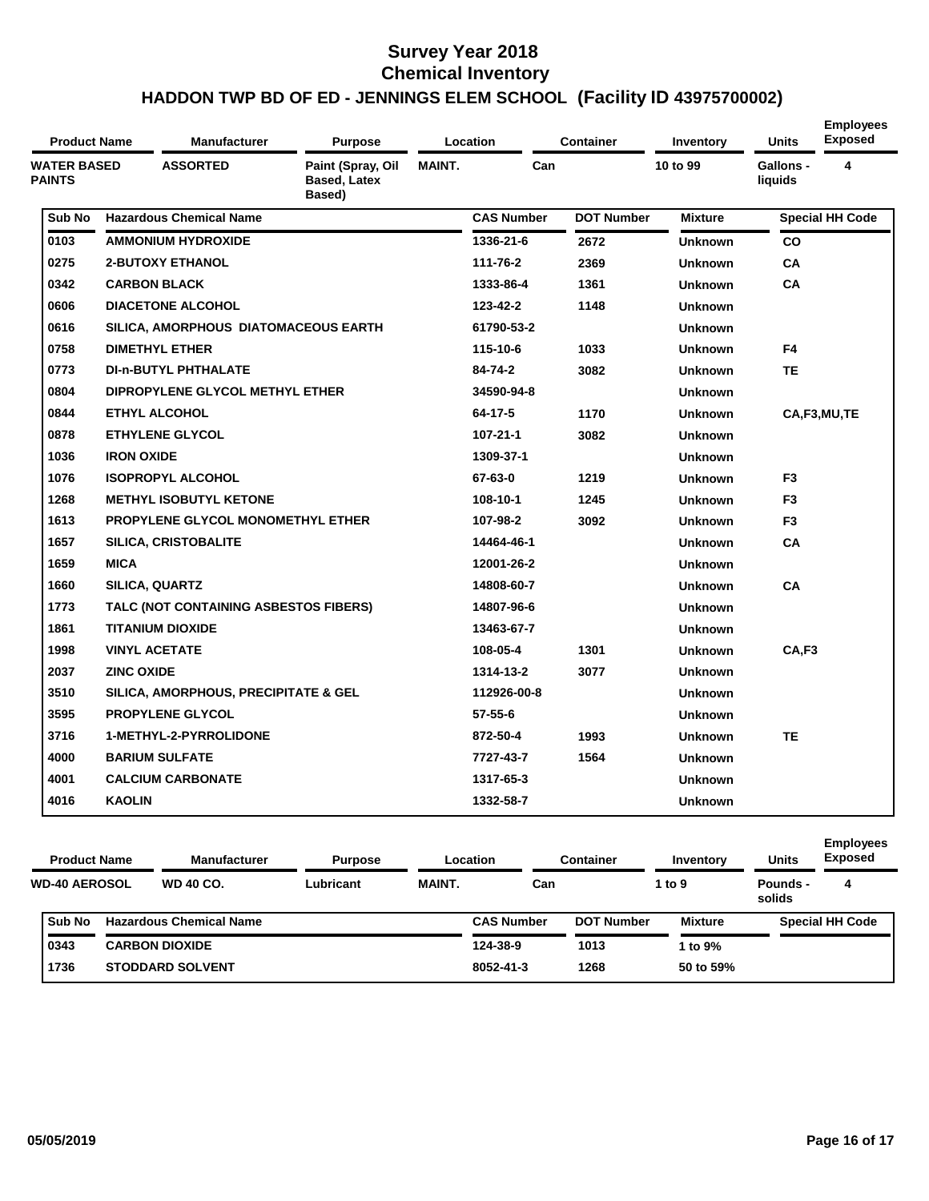# Survey Year 2018
# Chemical Inventory
## HADDON TWP BD OF ED - JENNINGS ELEM SCHOOL (Facility ID 43975700002)

| Product Name | Manufacturer | Purpose | Location | Container | Inventory | Units | Employees Exposed |
|---|---|---|---|---|---|---|---|
| WATER BASED PAINTS | ASSORTED | Paint (Spray, Oil Based, Latex Based) | MAINT. | Can | 10 to 99 | Gallons - liquids | 4 |

| Sub No | Hazardous Chemical Name | CAS Number | DOT Number | Mixture | Special HH Code |
|---|---|---|---|---|---|
| 0103 | AMMONIUM HYDROXIDE | 1336-21-6 | 2672 | Unknown | CO |
| 0275 | 2-BUTOXY ETHANOL | 111-76-2 | 2369 | Unknown | CA |
| 0342 | CARBON BLACK | 1333-86-4 | 1361 | Unknown | CA |
| 0606 | DIACETONE ALCOHOL | 123-42-2 | 1148 | Unknown | |
| 0616 | SILICA, AMORPHOUS DIATOMACEOUS EARTH | 61790-53-2 | | Unknown | |
| 0758 | DIMETHYL ETHER | 115-10-6 | 1033 | Unknown | F4 |
| 0773 | DI-n-BUTYL PHTHALATE | 84-74-2 | 3082 | Unknown | TE |
| 0804 | DIPROPYLENE GLYCOL METHYL ETHER | 34590-94-8 | | Unknown | |
| 0844 | ETHYL ALCOHOL | 64-17-5 | 1170 | Unknown | CA,F3,MU,TE |
| 0878 | ETHYLENE GLYCOL | 107-21-1 | 3082 | Unknown | |
| 1036 | IRON OXIDE | 1309-37-1 | | Unknown | |
| 1076 | ISOPROPYL ALCOHOL | 67-63-0 | 1219 | Unknown | F3 |
| 1268 | METHYL ISOBUTYL KETONE | 108-10-1 | 1245 | Unknown | F3 |
| 1613 | PROPYLENE GLYCOL MONOMETHYL ETHER | 107-98-2 | 3092 | Unknown | F3 |
| 1657 | SILICA, CRISTOBALITE | 14464-46-1 | | Unknown | CA |
| 1659 | MICA | 12001-26-2 | | Unknown | |
| 1660 | SILICA, QUARTZ | 14808-60-7 | | Unknown | CA |
| 1773 | TALC (NOT CONTAINING ASBESTOS FIBERS) | 14807-96-6 | | Unknown | |
| 1861 | TITANIUM DIOXIDE | 13463-67-7 | | Unknown | |
| 1998 | VINYL ACETATE | 108-05-4 | 1301 | Unknown | CA,F3 |
| 2037 | ZINC OXIDE | 1314-13-2 | 3077 | Unknown | |
| 3510 | SILICA, AMORPHOUS, PRECIPITATE & GEL | 112926-00-8 | | Unknown | |
| 3595 | PROPYLENE GLYCOL | 57-55-6 | | Unknown | |
| 3716 | 1-METHYL-2-PYRROLIDONE | 872-50-4 | 1993 | Unknown | TE |
| 4000 | BARIUM SULFATE | 7727-43-7 | 1564 | Unknown | |
| 4001 | CALCIUM CARBONATE | 1317-65-3 | | Unknown | |
| 4016 | KAOLIN | 1332-58-7 | | Unknown | |

| Product Name | Manufacturer | Purpose | Location | Container | Inventory | Units | Employees Exposed |
|---|---|---|---|---|---|---|---|
| WD-40 AEROSOL | WD 40 CO. | Lubricant | MAINT. | Can | 1 to 9 | Pounds - solids | 4 |

| Sub No | Hazardous Chemical Name | CAS Number | DOT Number | Mixture | Special HH Code |
|---|---|---|---|---|---|
| 0343 | CARBON DIOXIDE | 124-38-9 | 1013 | 1 to 9% | |
| 1736 | STODDARD SOLVENT | 8052-41-3 | 1268 | 50 to 59% | |

05/05/2019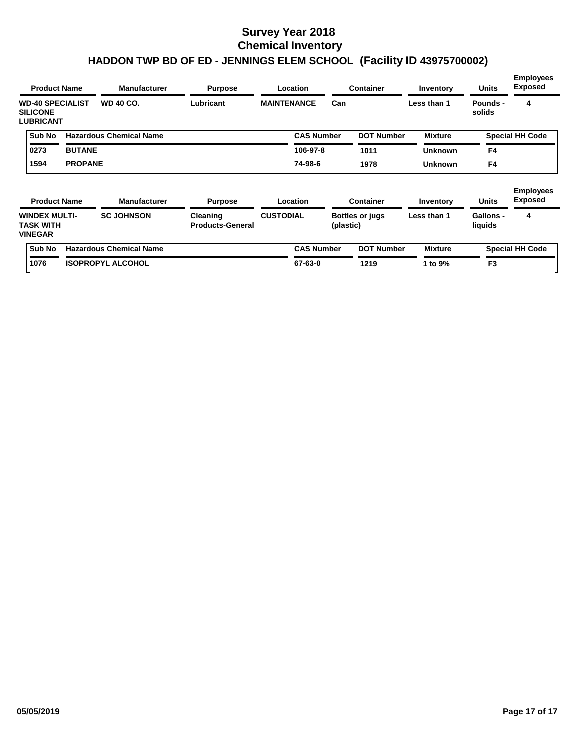# Survey Year 2018
# Chemical Inventory
## HADDON TWP BD OF ED - JENNINGS ELEM SCHOOL (Facility ID 43975700002)

| Product Name | Manufacturer | Purpose | Location | Container | Inventory | Units | Employees Exposed |
|---|---|---|---|---|---|---|---|
| WD-40 SPECIALIST SILICONE LUBRICANT | WD 40 CO. | Lubricant | MAINTENANCE | Can | Less than 1 | Pounds - solids | 4 |

| Sub No | Hazardous Chemical Name | CAS Number | DOT Number | Mixture | Special HH Code |
|---|---|---|---|---|---|
| 0273 | BUTANE | 106-97-8 | 1011 | Unknown | F4 |
| 1594 | PROPANE | 74-98-6 | 1978 | Unknown | F4 |

| Product Name | Manufacturer | Purpose | Location | Container | Inventory | Units | Employees Exposed |
|---|---|---|---|---|---|---|---|
| WINDEX MULTI-TASK WITH VINEGAR | SC JOHNSON | Cleaning Products-General | CUSTODIAL | Bottles or jugs (plastic) | Less than 1 | Gallons - liquids | 4 |

| Sub No | Hazardous Chemical Name | CAS Number | DOT Number | Mixture | Special HH Code |
|---|---|---|---|---|---|
| 1076 | ISOPROPYL ALCOHOL | 67-63-0 | 1219 | 1 to 9% | F3 |

05/05/2019